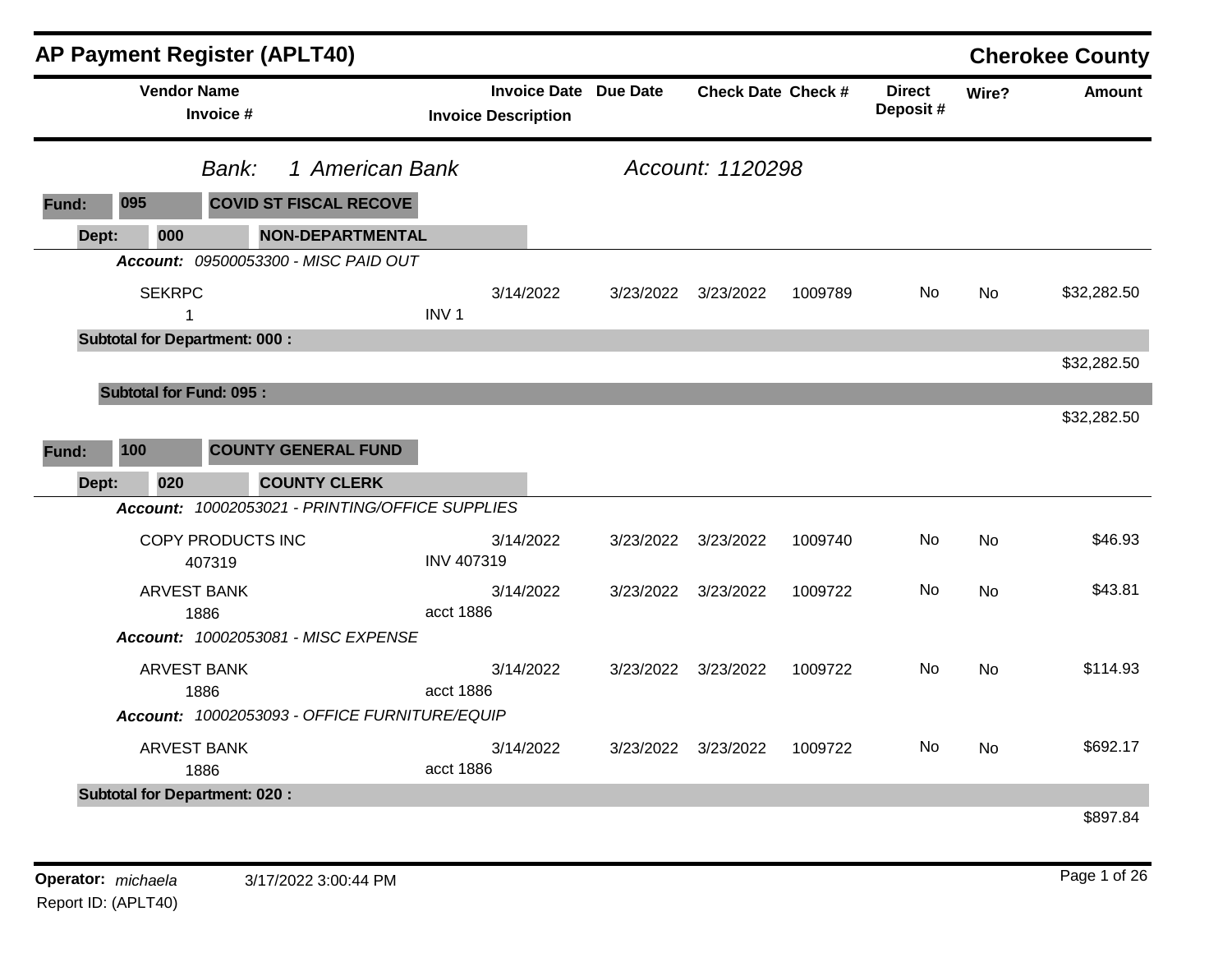# AP Payment Register (APLT40)

**Cherokee County**

| Vendor Name / Invoice # | Invoice Date / Invoice Description | Due Date | Check Date | Check # | Direct Deposit # | Wire? | Amount |
|---|---|---|---|---|---|---|---|

*Bank: 1 American Bank* — *Account: 1120298*

**Fund: 095 COVID ST FISCAL RECOVE**

**Dept: 000 NON-DEPARTMENTAL**

***Account:*** *09500053300 - MISC PAID OUT*

| Vendor Name / Invoice # | Invoice Date / Invoice Description | Due Date | Check Date | Check # | Direct Deposit # | Wire? | Amount |
|---|---|---|---|---|---|---|---|
| SEKRPC / 1 | 3/14/2022 / INV 1 | 3/23/2022 | 3/23/2022 | 1009789 | No | No | $32,282.50 |

**Subtotal for Department: 000 :** $32,282.50

**Subtotal for Fund: 095 :** $32,282.50

**Fund: 100 COUNTY GENERAL FUND**

**Dept: 020 COUNTY CLERK**

***Account:*** *10002053021 - PRINTING/OFFICE SUPPLIES*

| Vendor Name / Invoice # | Invoice Date / Invoice Description | Due Date | Check Date | Check # | Direct Deposit # | Wire? | Amount |
|---|---|---|---|---|---|---|---|
| COPY PRODUCTS INC / 407319 | 3/14/2022 / INV 407319 | 3/23/2022 | 3/23/2022 | 1009740 | No | No | $46.93 |
| ARVEST BANK / 1886 | 3/14/2022 / acct 1886 | 3/23/2022 | 3/23/2022 | 1009722 | No | No | $43.81 |

***Account:*** *10002053081 - MISC EXPENSE*

| Vendor Name / Invoice # | Invoice Date / Invoice Description | Due Date | Check Date | Check # | Direct Deposit # | Wire? | Amount |
|---|---|---|---|---|---|---|---|
| ARVEST BANK / 1886 | 3/14/2022 / acct 1886 | 3/23/2022 | 3/23/2022 | 1009722 | No | No | $114.93 |

***Account:*** *10002053093 - OFFICE FURNITURE/EQUIP*

| Vendor Name / Invoice # | Invoice Date / Invoice Description | Due Date | Check Date | Check # | Direct Deposit # | Wire? | Amount |
|---|---|---|---|---|---|---|---|
| ARVEST BANK / 1886 | 3/14/2022 / acct 1886 | 3/23/2022 | 3/23/2022 | 1009722 | No | No | $692.17 |

**Subtotal for Department: 020 :** $897.84

**Operator:** *michaela* 3/17/2022 3:00:44 PM

Report ID: (APLT40)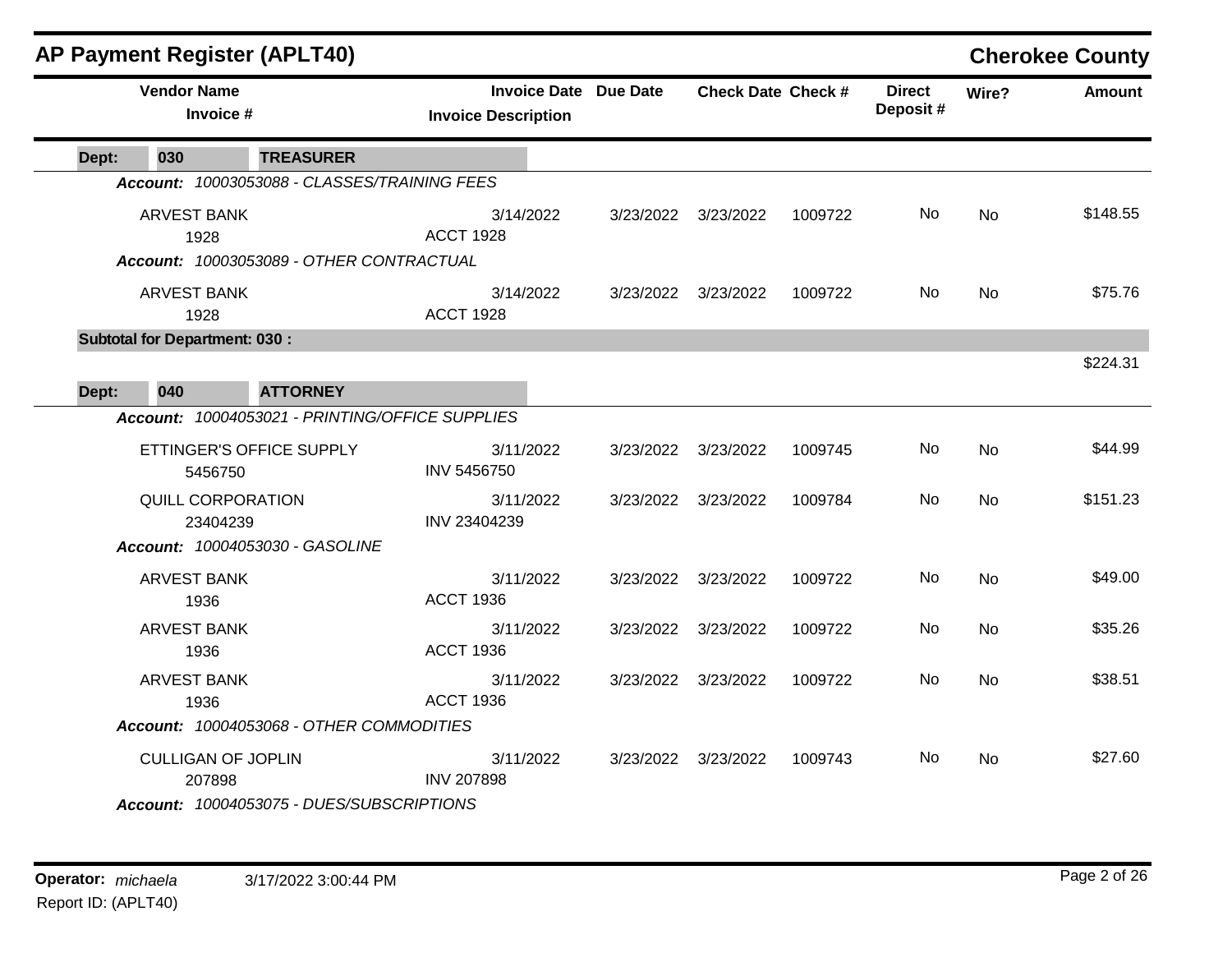## AP Payment Register (APLT40)

**Cherokee County**

| Vendor Name / Invoice # | Invoice Date / Invoice Description | Due Date | Check Date | Check # | Direct Deposit # | Wire? | Amount |
|---|---|---|---|---|---|---|---|
| **Dept: 030 TREASURER** | | | | | | | |
| ***Account: 10003053088 - CLASSES/TRAINING FEES*** | | | | | | | |
| ARVEST BANK 1928 | 3/14/2022 ACCT 1928 | 3/23/2022 | 3/23/2022 | 1009722 | No | No | $148.55 |
| ***Account: 10003053089 - OTHER CONTRACTUAL*** | | | | | | | |
| ARVEST BANK 1928 | 3/14/2022 ACCT 1928 | 3/23/2022 | 3/23/2022 | 1009722 | No | No | $75.76 |
| **Subtotal for Department: 030 :** | | | | | | | $224.31 |
| **Dept: 040 ATTORNEY** | | | | | | | |
| ***Account: 10004053021 - PRINTING/OFFICE SUPPLIES*** | | | | | | | |
| ETTINGER'S OFFICE SUPPLY 5456750 | 3/11/2022 INV 5456750 | 3/23/2022 | 3/23/2022 | 1009745 | No | No | $44.99 |
| QUILL CORPORATION 23404239 | 3/11/2022 INV 23404239 | 3/23/2022 | 3/23/2022 | 1009784 | No | No | $151.23 |
| ***Account: 10004053030 - GASOLINE*** | | | | | | | |
| ARVEST BANK 1936 | 3/11/2022 ACCT 1936 | 3/23/2022 | 3/23/2022 | 1009722 | No | No | $49.00 |
| ARVEST BANK 1936 | 3/11/2022 ACCT 1936 | 3/23/2022 | 3/23/2022 | 1009722 | No | No | $35.26 |
| ARVEST BANK 1936 | 3/11/2022 ACCT 1936 | 3/23/2022 | 3/23/2022 | 1009722 | No | No | $38.51 |
| ***Account: 10004053068 - OTHER COMMODITIES*** | | | | | | | |
| CULLIGAN OF JOPLIN 207898 | 3/11/2022 INV 207898 | 3/23/2022 | 3/23/2022 | 1009743 | No | No | $27.60 |
| ***Account: 10004053075 - DUES/SUBSCRIPTIONS*** | | | | | | | |

**Operator:** *michaela* 3/17/2022 3:00:44 PM
Report ID: (APLT40)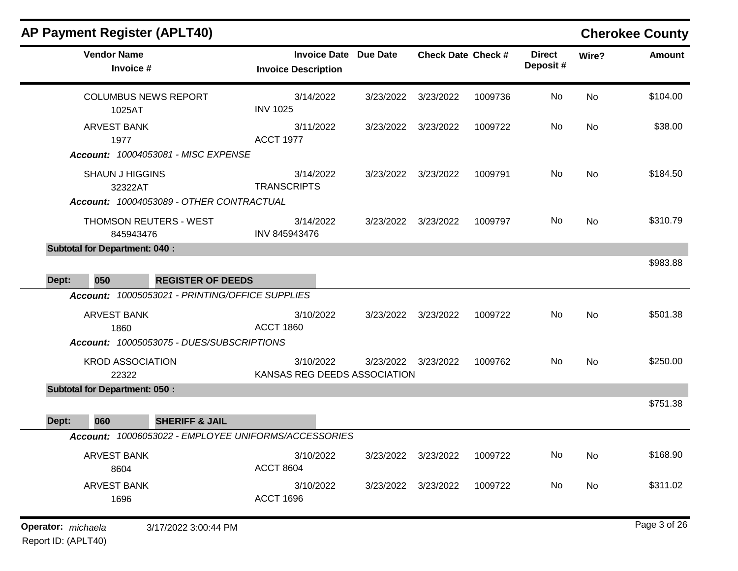## AP Payment Register (APLT40)

**Cherokee County**

| Vendor Name / Invoice # | Invoice Date / Invoice Description | Due Date | Check Date | Check # | Direct Deposit # | Wire? | Amount |
|---|---|---|---|---|---|---|---|
| COLUMBUS NEWS REPORT / 1025AT | 3/14/2022 / INV 1025 | 3/23/2022 | 3/23/2022 | 1009736 | No | No | $104.00 |
| ARVEST BANK / 1977 | 3/11/2022 / ACCT 1977 | 3/23/2022 | 3/23/2022 | 1009722 | No | No | $38.00 |
| ***Account:* 10004053081 - MISC EXPENSE** | | | | | | | |
| SHAUN J HIGGINS / 32322AT | 3/14/2022 / TRANSCRIPTS | 3/23/2022 | 3/23/2022 | 1009791 | No | No | $184.50 |
| ***Account:* 10004053089 - OTHER CONTRACTUAL** | | | | | | | |
| THOMSON REUTERS - WEST / 845943476 | 3/14/2022 / INV 845943476 | 3/23/2022 | 3/23/2022 | 1009797 | No | No | $310.79 |
| **Subtotal for Department: 040 :** | | | | | | | $983.88 |
| **Dept: 050 REGISTER OF DEEDS** | | | | | | | |
| ***Account:* 10005053021 - PRINTING/OFFICE SUPPLIES** | | | | | | | |
| ARVEST BANK / 1860 | 3/10/2022 / ACCT 1860 | 3/23/2022 | 3/23/2022 | 1009722 | No | No | $501.38 |
| ***Account:* 10005053075 - DUES/SUBSCRIPTIONS** | | | | | | | |
| KROD ASSOCIATION / 22322 | 3/10/2022 / KANSAS REG DEEDS ASSOCIATION | 3/23/2022 | 3/23/2022 | 1009762 | No | No | $250.00 |
| **Subtotal for Department: 050 :** | | | | | | | $751.38 |
| **Dept: 060 SHERIFF & JAIL** | | | | | | | |
| ***Account:* 10006053022 - EMPLOYEE UNIFORMS/ACCESSORIES** | | | | | | | |
| ARVEST BANK / 8604 | 3/10/2022 / ACCT 8604 | 3/23/2022 | 3/23/2022 | 1009722 | No | No | $168.90 |
| ARVEST BANK / 1696 | 3/10/2022 / ACCT 1696 | 3/23/2022 | 3/23/2022 | 1009722 | No | No | $311.02 |

**Operator:** *michaela* 3/17/2022 3:00:44 PM

Report ID: (APLT40)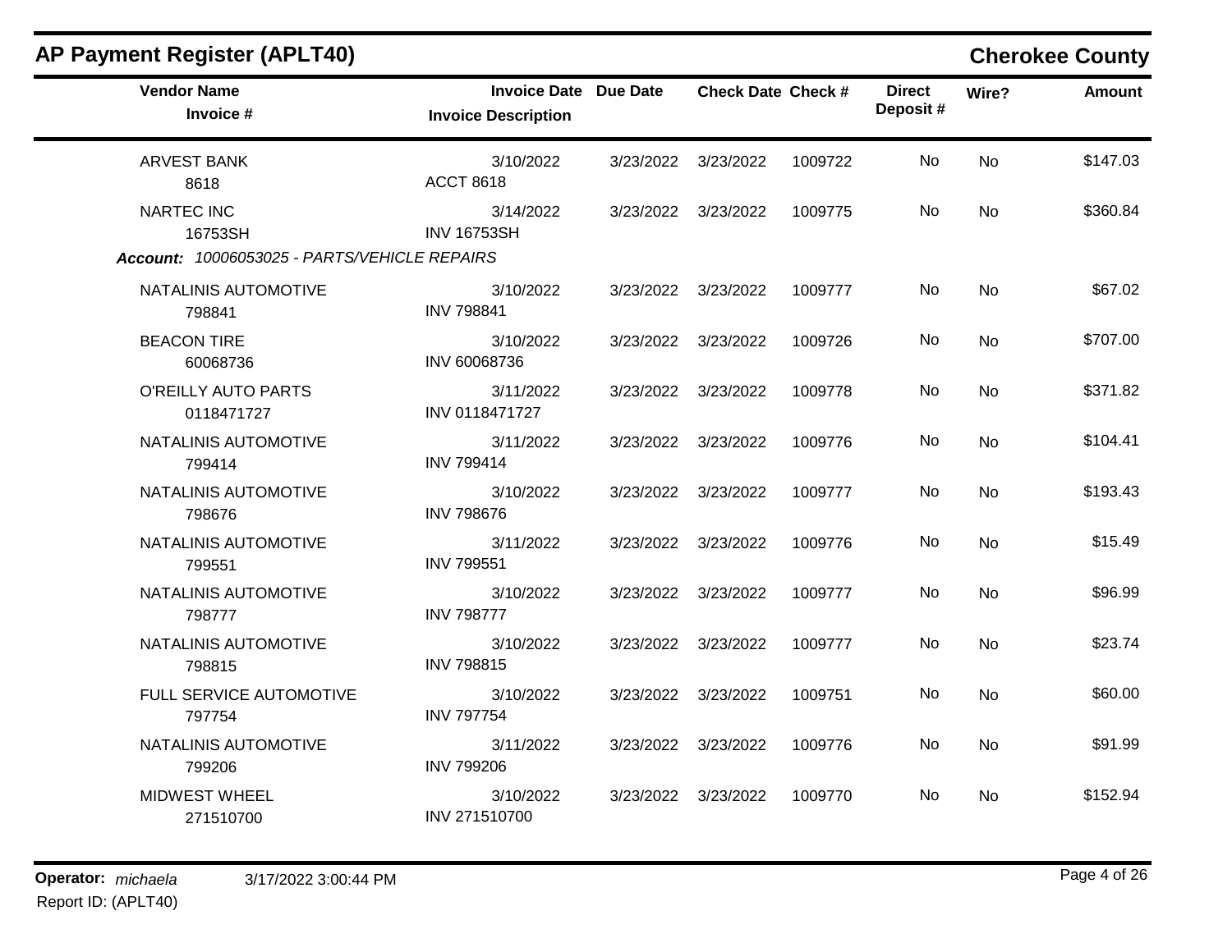## AP Payment Register (APLT40)

**Cherokee County**

| Vendor Name / Invoice # | Invoice Date / Invoice Description | Due Date | Check Date | Check # | Direct Deposit # | Wire? | Amount |
|---|---|---|---|---|---|---|---|
| ARVEST BANK<br>8618 | 3/10/2022<br>ACCT 8618 | 3/23/2022 | 3/23/2022 | 1009722 | No | No | $147.03 |
| NARTEC INC<br>16753SH | 3/14/2022<br>INV 16753SH | 3/23/2022 | 3/23/2022 | 1009775 | No | No | $360.84 |

***Account:*** *10006053025 - PARTS/VEHICLE REPAIRS*

| Vendor Name / Invoice # | Invoice Date / Invoice Description | Due Date | Check Date | Check # | Direct Deposit # | Wire? | Amount |
|---|---|---|---|---|---|---|---|
| NATALINIS AUTOMOTIVE<br>798841 | 3/10/2022<br>INV 798841 | 3/23/2022 | 3/23/2022 | 1009777 | No | No | $67.02 |
| BEACON TIRE<br>60068736 | 3/10/2022<br>INV 60068736 | 3/23/2022 | 3/23/2022 | 1009726 | No | No | $707.00 |
| O'REILLY AUTO PARTS<br>0118471727 | 3/11/2022<br>INV 0118471727 | 3/23/2022 | 3/23/2022 | 1009778 | No | No | $371.82 |
| NATALINIS AUTOMOTIVE<br>799414 | 3/11/2022<br>INV 799414 | 3/23/2022 | 3/23/2022 | 1009776 | No | No | $104.41 |
| NATALINIS AUTOMOTIVE<br>798676 | 3/10/2022<br>INV 798676 | 3/23/2022 | 3/23/2022 | 1009777 | No | No | $193.43 |
| NATALINIS AUTOMOTIVE<br>799551 | 3/11/2022<br>INV 799551 | 3/23/2022 | 3/23/2022 | 1009776 | No | No | $15.49 |
| NATALINIS AUTOMOTIVE<br>798777 | 3/10/2022<br>INV 798777 | 3/23/2022 | 3/23/2022 | 1009777 | No | No | $96.99 |
| NATALINIS AUTOMOTIVE<br>798815 | 3/10/2022<br>INV 798815 | 3/23/2022 | 3/23/2022 | 1009777 | No | No | $23.74 |
| FULL SERVICE AUTOMOTIVE<br>797754 | 3/10/2022<br>INV 797754 | 3/23/2022 | 3/23/2022 | 1009751 | No | No | $60.00 |
| NATALINIS AUTOMOTIVE<br>799206 | 3/11/2022<br>INV 799206 | 3/23/2022 | 3/23/2022 | 1009776 | No | No | $91.99 |
| MIDWEST WHEEL<br>271510700 | 3/10/2022<br>INV 271510700 | 3/23/2022 | 3/23/2022 | 1009770 | No | No | $152.94 |

**Operator:** *michaela* 3/17/2022 3:00:44 PM
Report ID: (APLT40)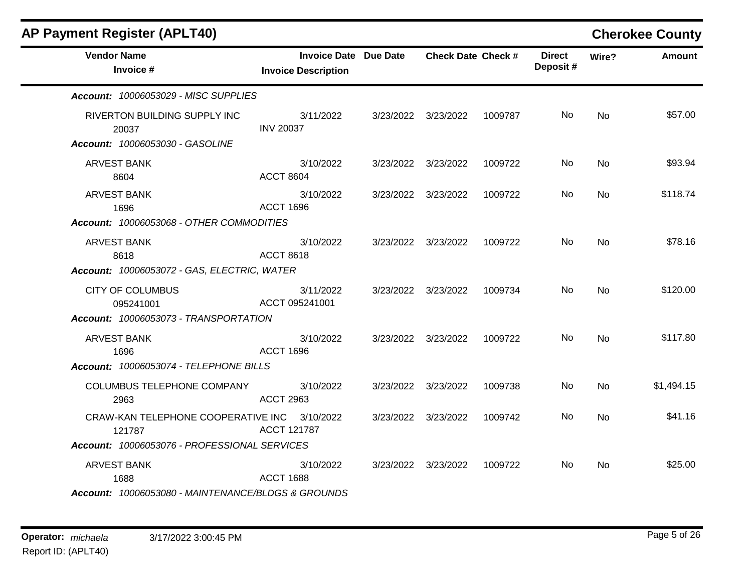## AP Payment Register (APLT40)

**Cherokee County**

| Vendor Name / Invoice # | Invoice Date / Invoice Description | Due Date | Check Date | Check # | Direct Deposit # | Wire? | Amount |
|---|---|---|---|---|---|---|---|
| ***Account: 10006053029 - MISC SUPPLIES*** | | | | | | | |
| RIVERTON BUILDING SUPPLY INC<br>20037 | 3/11/2022<br>INV 20037 | 3/23/2022 | 3/23/2022 | 1009787 | No | No | $57.00 |
| ***Account: 10006053030 - GASOLINE*** | | | | | | | |
| ARVEST BANK<br>8604 | 3/10/2022<br>ACCT 8604 | 3/23/2022 | 3/23/2022 | 1009722 | No | No | $93.94 |
| ARVEST BANK<br>1696 | 3/10/2022<br>ACCT 1696 | 3/23/2022 | 3/23/2022 | 1009722 | No | No | $118.74 |
| ***Account: 10006053068 - OTHER COMMODITIES*** | | | | | | | |
| ARVEST BANK<br>8618 | 3/10/2022<br>ACCT 8618 | 3/23/2022 | 3/23/2022 | 1009722 | No | No | $78.16 |
| ***Account: 10006053072 - GAS, ELECTRIC, WATER*** | | | | | | | |
| CITY OF COLUMBUS<br>095241001 | 3/11/2022<br>ACCT 095241001 | 3/23/2022 | 3/23/2022 | 1009734 | No | No | $120.00 |
| ***Account: 10006053073 - TRANSPORTATION*** | | | | | | | |
| ARVEST BANK<br>1696 | 3/10/2022<br>ACCT 1696 | 3/23/2022 | 3/23/2022 | 1009722 | No | No | $117.80 |
| ***Account: 10006053074 - TELEPHONE BILLS*** | | | | | | | |
| COLUMBUS TELEPHONE COMPANY<br>2963 | 3/10/2022<br>ACCT 2963 | 3/23/2022 | 3/23/2022 | 1009738 | No | No | $1,494.15 |
| CRAW-KAN TELEPHONE COOPERATIVE INC<br>121787 | 3/10/2022<br>ACCT 121787 | 3/23/2022 | 3/23/2022 | 1009742 | No | No | $41.16 |
| ***Account: 10006053076 - PROFESSIONAL SERVICES*** | | | | | | | |
| ARVEST BANK<br>1688 | 3/10/2022<br>ACCT 1688 | 3/23/2022 | 3/23/2022 | 1009722 | No | No | $25.00 |
| ***Account: 10006053080 - MAINTENANCE/BLDGS & GROUNDS*** | | | | | | | |

**Operator:** *michaela* 3/17/2022 3:00:45 PM
Report ID: (APLT40)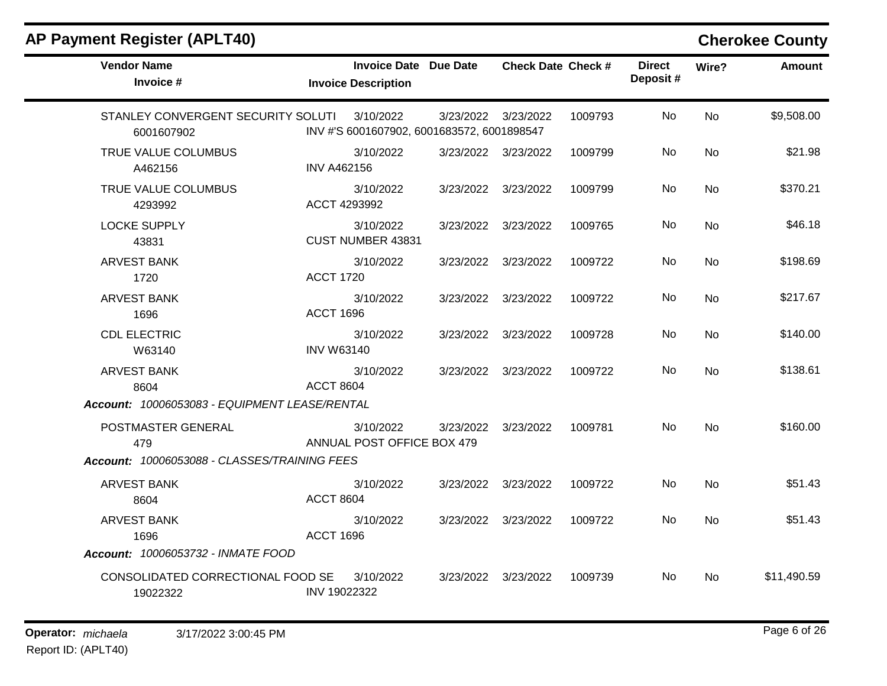## AP Payment Register (APLT40)

**Cherokee County**

| Vendor Name / Invoice # | Invoice Date / Invoice Description | Due Date | Check Date | Check # | Direct Deposit # | Wire? | Amount |
|---|---|---|---|---|---|---|---|
| STANLEY CONVERGENT SECURITY SOLUTI<br>6001607902 | 3/10/2022<br>INV #'S 6001607902, 6001683572, 6001898547 | 3/23/2022 | 3/23/2022 | 1009793 | No | No | $9,508.00 |
| TRUE VALUE COLUMBUS<br>A462156 | 3/10/2022<br>INV A462156 | 3/23/2022 | 3/23/2022 | 1009799 | No | No | $21.98 |
| TRUE VALUE COLUMBUS<br>4293992 | 3/10/2022<br>ACCT 4293992 | 3/23/2022 | 3/23/2022 | 1009799 | No | No | $370.21 |
| LOCKE SUPPLY<br>43831 | 3/10/2022<br>CUST NUMBER 43831 | 3/23/2022 | 3/23/2022 | 1009765 | No | No | $46.18 |
| ARVEST BANK<br>1720 | 3/10/2022<br>ACCT 1720 | 3/23/2022 | 3/23/2022 | 1009722 | No | No | $198.69 |
| ARVEST BANK<br>1696 | 3/10/2022<br>ACCT 1696 | 3/23/2022 | 3/23/2022 | 1009722 | No | No | $217.67 |
| CDL ELECTRIC<br>W63140 | 3/10/2022<br>INV W63140 | 3/23/2022 | 3/23/2022 | 1009728 | No | No | $140.00 |
| ARVEST BANK<br>8604 | 3/10/2022<br>ACCT 8604 | 3/23/2022 | 3/23/2022 | 1009722 | No | No | $138.61 |
| ***Account:** 10006053083 - EQUIPMENT LEASE/RENTAL* | | | | | | | |
| POSTMASTER GENERAL<br>479 | 3/10/2022<br>ANNUAL POST OFFICE BOX 479 | 3/23/2022 | 3/23/2022 | 1009781 | No | No | $160.00 |
| ***Account:** 10006053088 - CLASSES/TRAINING FEES* | | | | | | | |
| ARVEST BANK<br>8604 | 3/10/2022<br>ACCT 8604 | 3/23/2022 | 3/23/2022 | 1009722 | No | No | $51.43 |
| ARVEST BANK<br>1696 | 3/10/2022<br>ACCT 1696 | 3/23/2022 | 3/23/2022 | 1009722 | No | No | $51.43 |
| ***Account:** 10006053732 - INMATE FOOD* | | | | | | | |
| CONSOLIDATED CORRECTIONAL FOOD SE<br>19022322 | 3/10/2022<br>INV 19022322 | 3/23/2022 | 3/23/2022 | 1009739 | No | No | $11,490.59 |

**Operator:** *michaela* 3/17/2022 3:00:45 PM

Report ID: (APLT40)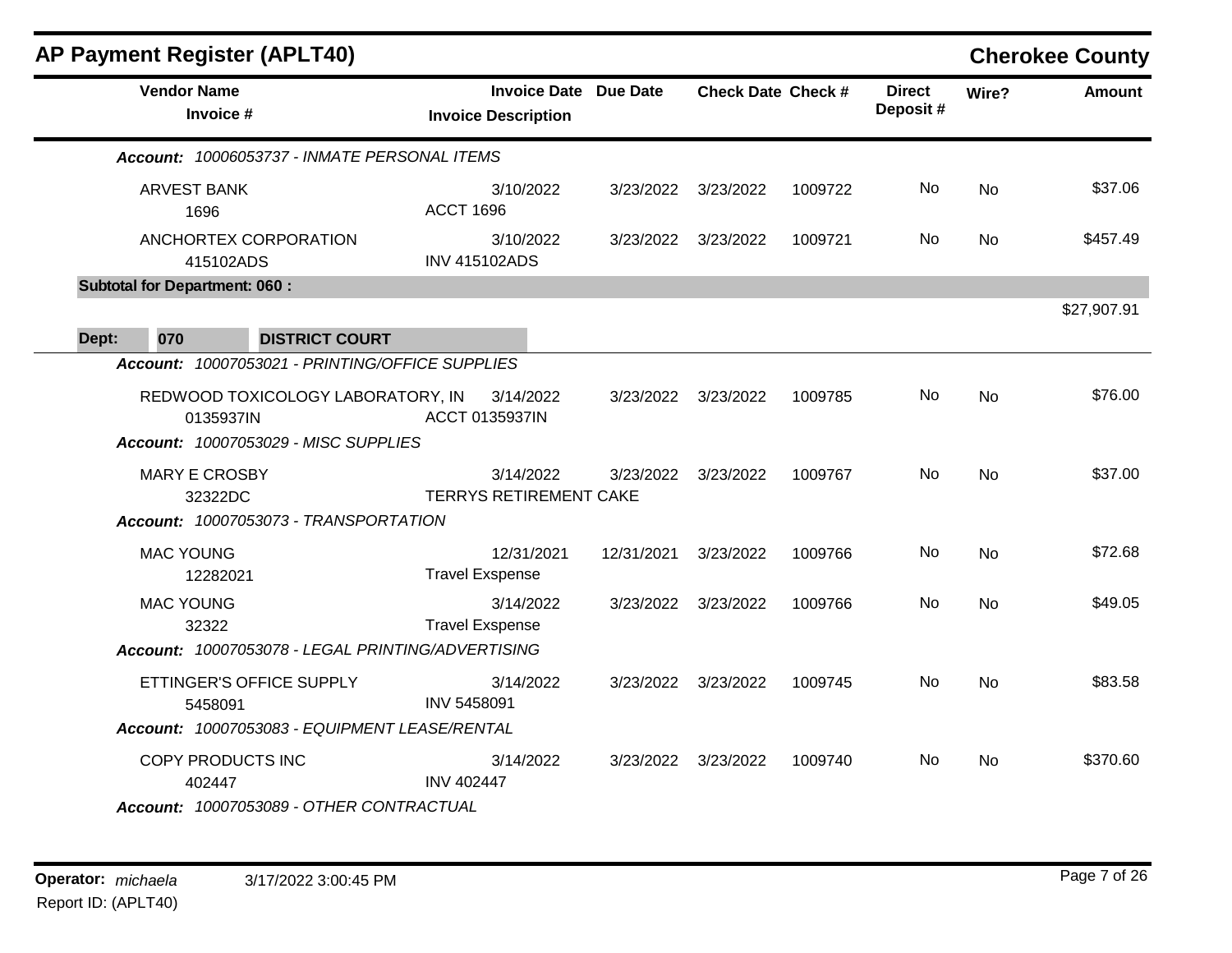# AP Payment Register (APLT40)

## Cherokee County

| Vendor Name / Invoice # | Invoice Date / Invoice Description | Due Date | Check Date | Check # | Direct Deposit # | Wire? | Amount |
|---|---|---|---|---|---|---|---|
| ***Account:** 10006053737 - INMATE PERSONAL ITEMS* | | | | | | | |
| ARVEST BANK<br>1696 | 3/10/2022<br>ACCT 1696 | 3/23/2022 | 3/23/2022 | 1009722 | No | No | $37.06 |
| ANCHORTEX CORPORATION<br>415102ADS | 3/10/2022<br>INV 415102ADS | 3/23/2022 | 3/23/2022 | 1009721 | No | No | $457.49 |
| **Subtotal for Department: 060 :** | | | | | | | $27,907.91 |
| **Dept: 070 DISTRICT COURT** | | | | | | | |
| ***Account:** 10007053021 - PRINTING/OFFICE SUPPLIES* | | | | | | | |
| REDWOOD TOXICOLOGY LABORATORY, IN<br>0135937IN | 3/14/2022<br>ACCT 0135937IN | 3/23/2022 | 3/23/2022 | 1009785 | No | No | $76.00 |
| ***Account:** 10007053029 - MISC SUPPLIES* | | | | | | | |
| MARY E CROSBY<br>32322DC | 3/14/2022<br>TERRYS RETIREMENT CAKE | 3/23/2022 | 3/23/2022 | 1009767 | No | No | $37.00 |
| ***Account:** 10007053073 - TRANSPORTATION* | | | | | | | |
| MAC YOUNG<br>12282021 | 12/31/2021<br>Travel Exspense | 12/31/2021 | 3/23/2022 | 1009766 | No | No | $72.68 |
| MAC YOUNG<br>32322 | 3/14/2022<br>Travel Exspense | 3/23/2022 | 3/23/2022 | 1009766 | No | No | $49.05 |
| ***Account:** 10007053078 - LEGAL PRINTING/ADVERTISING* | | | | | | | |
| ETTINGER'S OFFICE SUPPLY<br>5458091 | 3/14/2022<br>INV 5458091 | 3/23/2022 | 3/23/2022 | 1009745 | No | No | $83.58 |
| ***Account:** 10007053083 - EQUIPMENT LEASE/RENTAL* | | | | | | | |
| COPY PRODUCTS INC<br>402447 | 3/14/2022<br>INV 402447 | 3/23/2022 | 3/23/2022 | 1009740 | No | No | $370.60 |
| ***Account:** 10007053089 - OTHER CONTRACTUAL* | | | | | | | |

**Operator:** *michaela* 3/17/2022 3:00:45 PM
Report ID: (APLT40)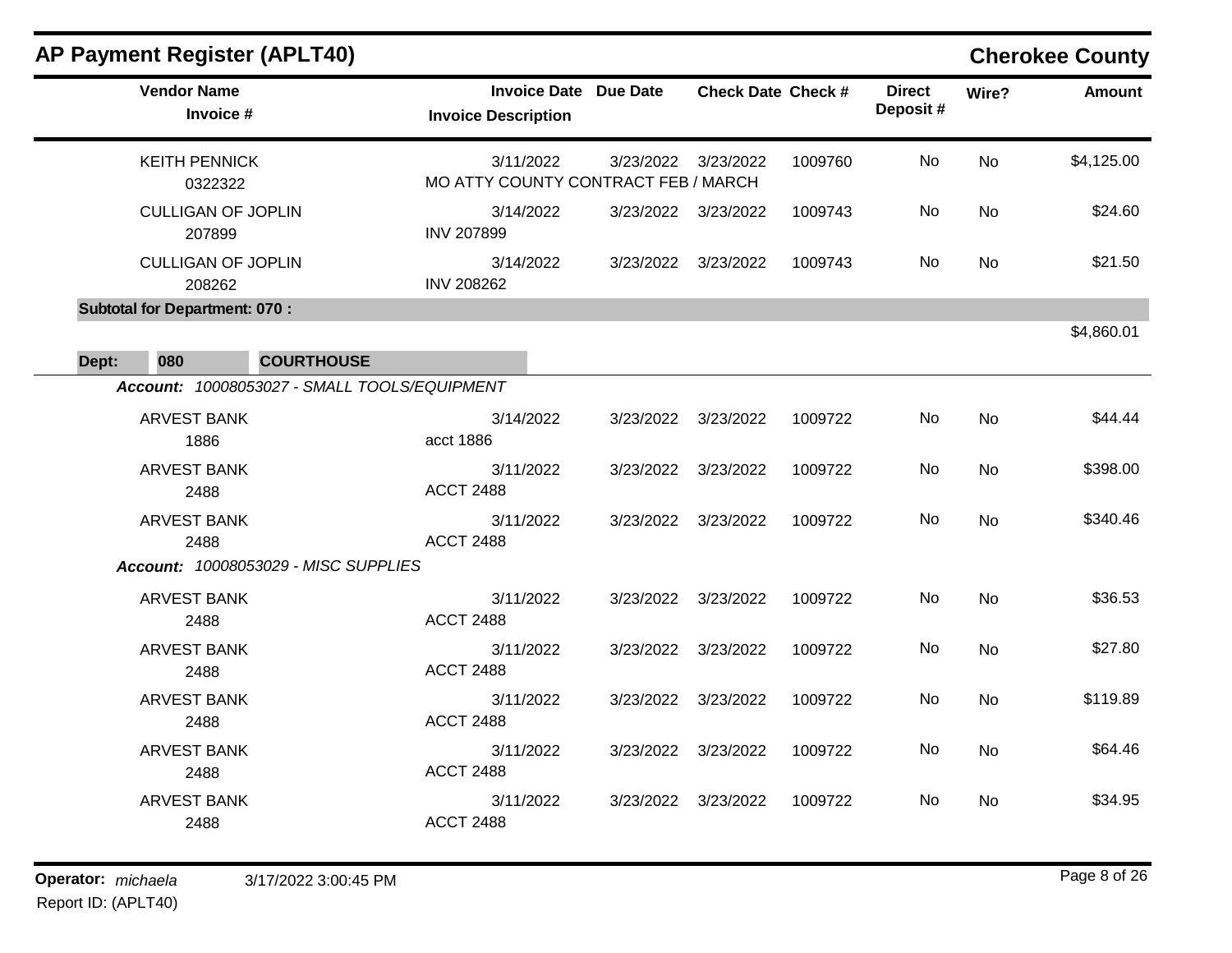## AP Payment Register (APLT40)

**Cherokee County**

| Vendor Name / Invoice # | Invoice Date / Invoice Description | Due Date | Check Date | Check # | Direct Deposit # | Wire? | Amount |
|---|---|---|---|---|---|---|---|
| KEITH PENNICK<br>0322322 | 3/11/2022<br>MO ATTY COUNTY CONTRACT FEB / MARCH | 3/23/2022 | 3/23/2022 | 1009760 | No | No | $4,125.00 |
| CULLIGAN OF JOPLIN<br>207899 | 3/14/2022<br>INV 207899 | 3/23/2022 | 3/23/2022 | 1009743 | No | No | $24.60 |
| CULLIGAN OF JOPLIN<br>208262 | 3/14/2022<br>INV 208262 | 3/23/2022 | 3/23/2022 | 1009743 | No | No | $21.50 |
| **Subtotal for Department: 070 :** | | | | | | | $4,860.01 |

**Dept: 080 COURTHOUSE**

*Account: 10008053027 - SMALL TOOLS/EQUIPMENT*

| Vendor Name / Invoice # | Invoice Date / Invoice Description | Due Date | Check Date | Check # | Direct Deposit # | Wire? | Amount |
|---|---|---|---|---|---|---|---|
| ARVEST BANK<br>1886 | 3/14/2022<br>acct 1886 | 3/23/2022 | 3/23/2022 | 1009722 | No | No | $44.44 |
| ARVEST BANK<br>2488 | 3/11/2022<br>ACCT 2488 | 3/23/2022 | 3/23/2022 | 1009722 | No | No | $398.00 |
| ARVEST BANK<br>2488 | 3/11/2022<br>ACCT 2488 | 3/23/2022 | 3/23/2022 | 1009722 | No | No | $340.46 |

*Account: 10008053029 - MISC SUPPLIES*

| Vendor Name / Invoice # | Invoice Date / Invoice Description | Due Date | Check Date | Check # | Direct Deposit # | Wire? | Amount |
|---|---|---|---|---|---|---|---|
| ARVEST BANK<br>2488 | 3/11/2022<br>ACCT 2488 | 3/23/2022 | 3/23/2022 | 1009722 | No | No | $36.53 |
| ARVEST BANK<br>2488 | 3/11/2022<br>ACCT 2488 | 3/23/2022 | 3/23/2022 | 1009722 | No | No | $27.80 |
| ARVEST BANK<br>2488 | 3/11/2022<br>ACCT 2488 | 3/23/2022 | 3/23/2022 | 1009722 | No | No | $119.89 |
| ARVEST BANK<br>2488 | 3/11/2022<br>ACCT 2488 | 3/23/2022 | 3/23/2022 | 1009722 | No | No | $64.46 |
| ARVEST BANK<br>2488 | 3/11/2022<br>ACCT 2488 | 3/23/2022 | 3/23/2022 | 1009722 | No | No | $34.95 |

**Operator:** *michaela* 3/17/2022 3:00:45 PM
Report ID: (APLT40)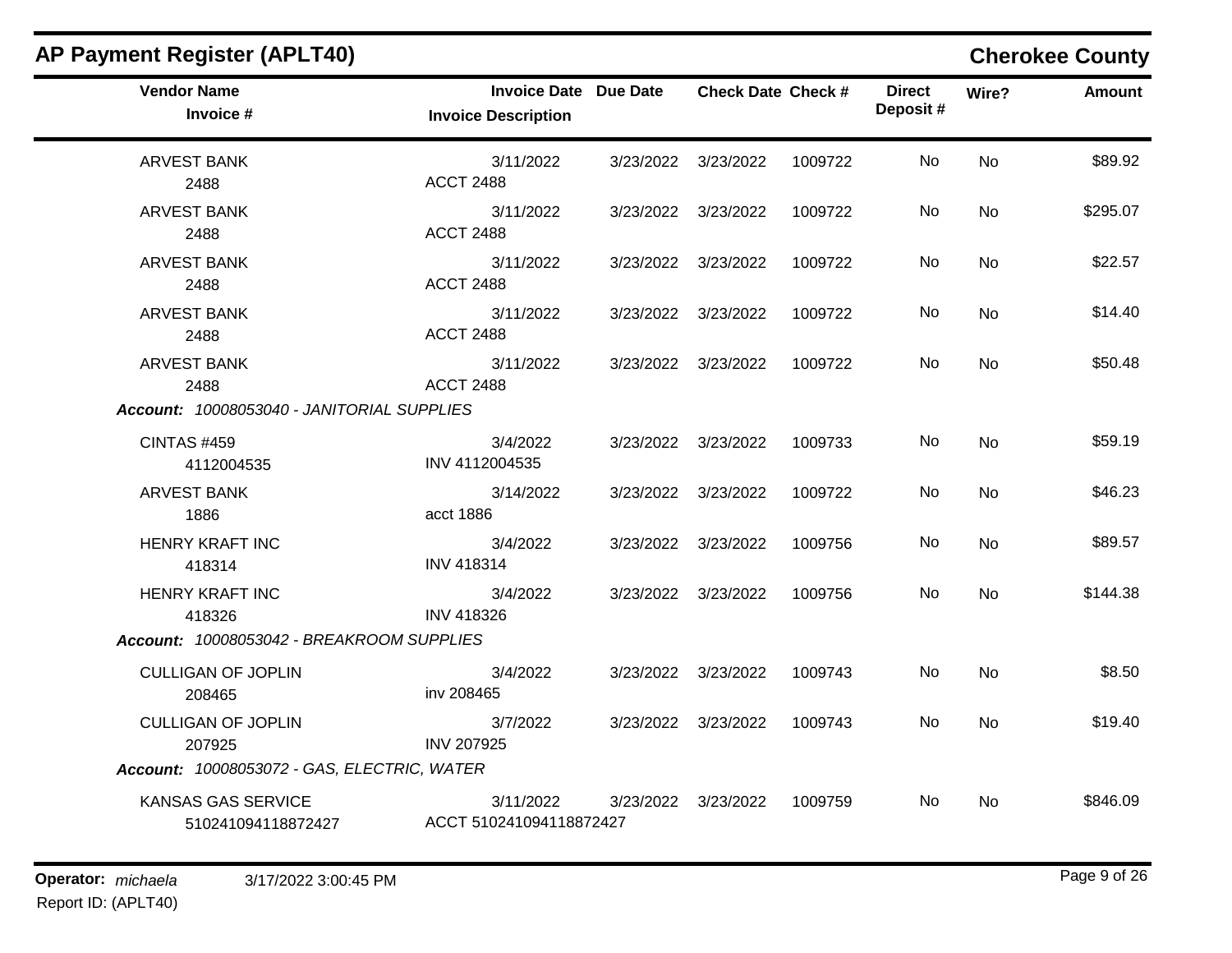## AP Payment Register (APLT40)

**Cherokee County**

| Vendor Name / Invoice # | Invoice Date / Invoice Description | Due Date | Check Date | Check # | Direct Deposit # | Wire? | Amount |
|---|---|---|---|---|---|---|---|
| ARVEST BANK<br>2488 | 3/11/2022<br>ACCT 2488 | 3/23/2022 | 3/23/2022 | 1009722 | No | No | $89.92 |
| ARVEST BANK<br>2488 | 3/11/2022<br>ACCT 2488 | 3/23/2022 | 3/23/2022 | 1009722 | No | No | $295.07 |
| ARVEST BANK<br>2488 | 3/11/2022<br>ACCT 2488 | 3/23/2022 | 3/23/2022 | 1009722 | No | No | $22.57 |
| ARVEST BANK<br>2488 | 3/11/2022<br>ACCT 2488 | 3/23/2022 | 3/23/2022 | 1009722 | No | No | $14.40 |
| ARVEST BANK<br>2488 | 3/11/2022<br>ACCT 2488 | 3/23/2022 | 3/23/2022 | 1009722 | No | No | $50.48 |
| ***Account:*** *10008053040 - JANITORIAL SUPPLIES* | | | | | | | |
| CINTAS #459<br>4112004535 | 3/4/2022<br>INV 4112004535 | 3/23/2022 | 3/23/2022 | 1009733 | No | No | $59.19 |
| ARVEST BANK<br>1886 | 3/14/2022<br>acct 1886 | 3/23/2022 | 3/23/2022 | 1009722 | No | No | $46.23 |
| HENRY KRAFT INC<br>418314 | 3/4/2022<br>INV 418314 | 3/23/2022 | 3/23/2022 | 1009756 | No | No | $89.57 |
| HENRY KRAFT INC<br>418326 | 3/4/2022<br>INV 418326 | 3/23/2022 | 3/23/2022 | 1009756 | No | No | $144.38 |
| ***Account:*** *10008053042 - BREAKROOM SUPPLIES* | | | | | | | |
| CULLIGAN OF JOPLIN<br>208465 | 3/4/2022<br>inv 208465 | 3/23/2022 | 3/23/2022 | 1009743 | No | No | $8.50 |
| CULLIGAN OF JOPLIN<br>207925 | 3/7/2022<br>INV 207925 | 3/23/2022 | 3/23/2022 | 1009743 | No | No | $19.40 |
| ***Account:*** *10008053072 - GAS, ELECTRIC, WATER* | | | | | | | |
| KANSAS GAS SERVICE<br>510241094118872427 | 3/11/2022<br>ACCT 510241094118872427 | 3/23/2022 | 3/23/2022 | 1009759 | No | No | $846.09 |

**Operator:** *michaela* 3/17/2022 3:00:45 PM

Report ID: (APLT40)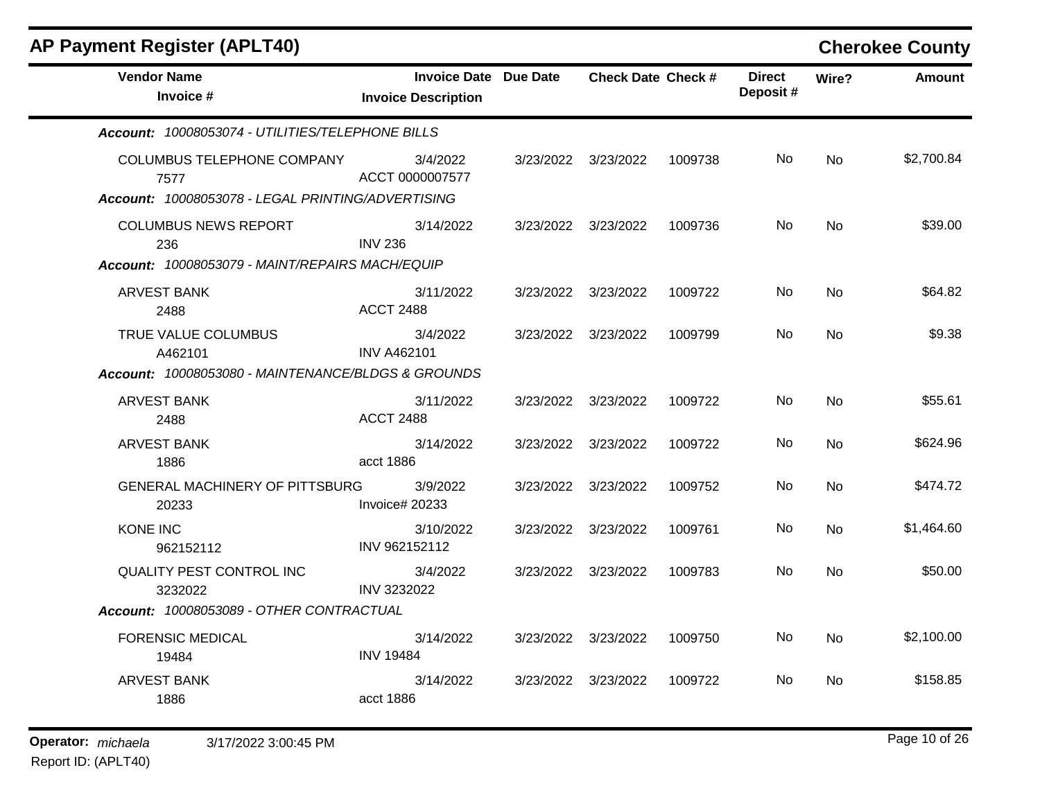## AP Payment Register (APLT40)

**Cherokee County**

| Vendor Name / Invoice # | Invoice Date / Invoice Description | Due Date | Check Date | Check # | Direct Deposit # | Wire? | Amount |
|---|---|---|---|---|---|---|---|
| ***Account: 10008053074 - UTILITIES/TELEPHONE BILLS*** | | | | | | | |
| COLUMBUS TELEPHONE COMPANY<br>7577 | 3/4/2022<br>ACCT 0000007577 | 3/23/2022 | 3/23/2022 | 1009738 | No | No | $2,700.84 |
| ***Account: 10008053078 - LEGAL PRINTING/ADVERTISING*** | | | | | | | |
| COLUMBUS NEWS REPORT<br>236 | 3/14/2022<br>INV 236 | 3/23/2022 | 3/23/2022 | 1009736 | No | No | $39.00 |
| ***Account: 10008053079 - MAINT/REPAIRS MACH/EQUIP*** | | | | | | | |
| ARVEST BANK<br>2488 | 3/11/2022<br>ACCT 2488 | 3/23/2022 | 3/23/2022 | 1009722 | No | No | $64.82 |
| TRUE VALUE COLUMBUS<br>A462101 | 3/4/2022<br>INV A462101 | 3/23/2022 | 3/23/2022 | 1009799 | No | No | $9.38 |
| ***Account: 10008053080 - MAINTENANCE/BLDGS & GROUNDS*** | | | | | | | |
| ARVEST BANK<br>2488 | 3/11/2022<br>ACCT 2488 | 3/23/2022 | 3/23/2022 | 1009722 | No | No | $55.61 |
| ARVEST BANK<br>1886 | 3/14/2022<br>acct 1886 | 3/23/2022 | 3/23/2022 | 1009722 | No | No | $624.96 |
| GENERAL MACHINERY OF PITTSBURG<br>20233 | 3/9/2022<br>Invoice# 20233 | 3/23/2022 | 3/23/2022 | 1009752 | No | No | $474.72 |
| KONE INC<br>962152112 | 3/10/2022<br>INV 962152112 | 3/23/2022 | 3/23/2022 | 1009761 | No | No | $1,464.60 |
| QUALITY PEST CONTROL INC<br>3232022 | 3/4/2022<br>INV 3232022 | 3/23/2022 | 3/23/2022 | 1009783 | No | No | $50.00 |
| ***Account: 10008053089 - OTHER CONTRACTUAL*** | | | | | | | |
| FORENSIC MEDICAL<br>19484 | 3/14/2022<br>INV 19484 | 3/23/2022 | 3/23/2022 | 1009750 | No | No | $2,100.00 |
| ARVEST BANK<br>1886 | 3/14/2022<br>acct 1886 | 3/23/2022 | 3/23/2022 | 1009722 | No | No | $158.85 |

**Operator:** *michaela* 3/17/2022 3:00:45 PM

Report ID: (APLT40)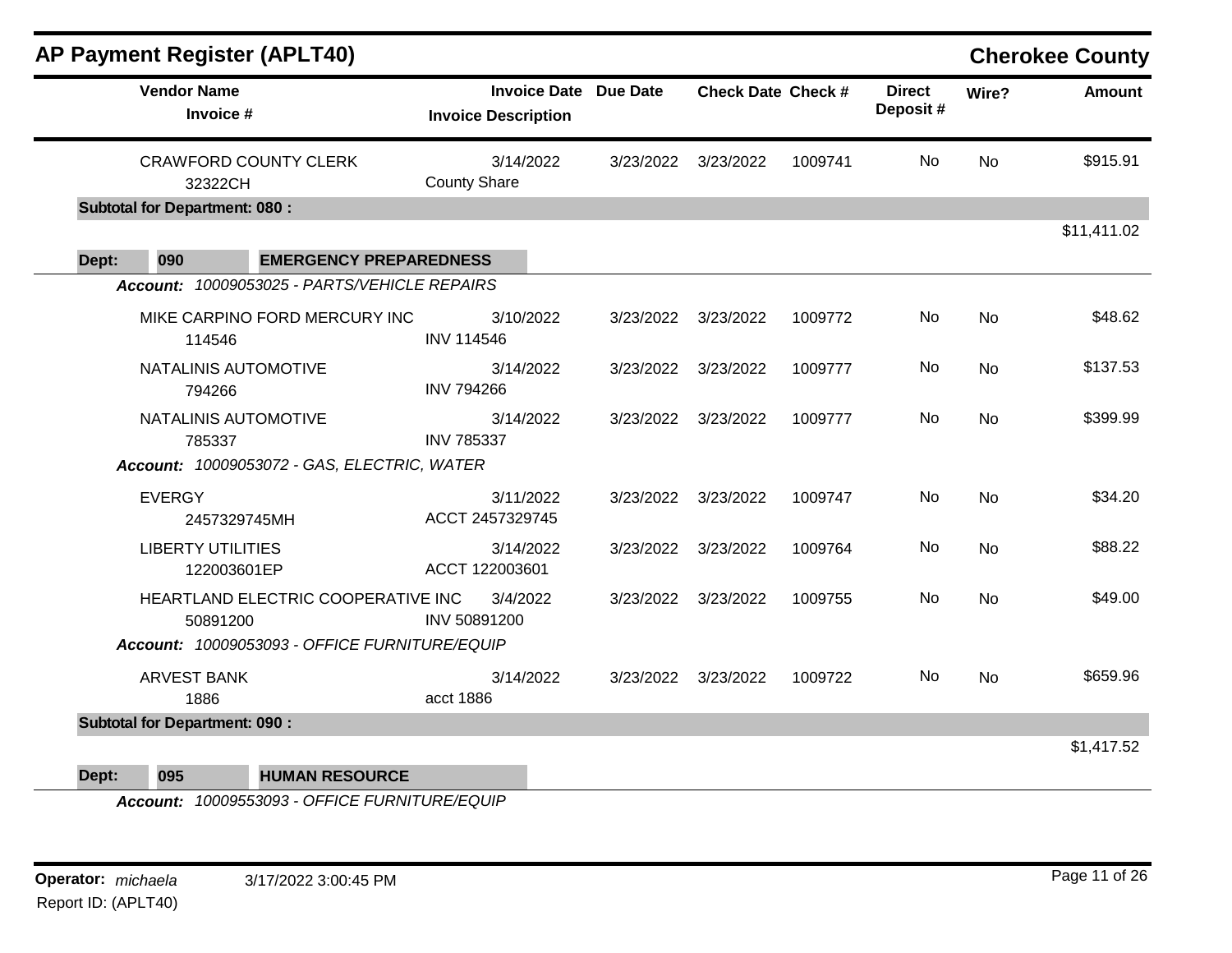# AP Payment Register (APLT40)

## Cherokee County

| Vendor Name / Invoice # | Invoice Date / Invoice Description | Due Date | Check Date | Check # | Direct Deposit # | Wire? | Amount |
|---|---|---|---|---|---|---|---|
| CRAWFORD COUNTY CLERK<br>32322CH | 3/14/2022<br>County Share | 3/23/2022 | 3/23/2022 | 1009741 | No | No | $915.91 |
| **Subtotal for Department: 080 :** | | | | | | | $11,411.02 |

**Dept: 090 EMERGENCY PREPAREDNESS**

*Account: 10009053025 - PARTS/VEHICLE REPAIRS*

| Vendor Name / Invoice # | Invoice Date / Invoice Description | Due Date | Check Date | Check # | Direct Deposit # | Wire? | Amount |
|---|---|---|---|---|---|---|---|
| MIKE CARPINO FORD MERCURY INC<br>114546 | 3/10/2022<br>INV 114546 | 3/23/2022 | 3/23/2022 | 1009772 | No | No | $48.62 |
| NATALINIS AUTOMOTIVE<br>794266 | 3/14/2022<br>INV 794266 | 3/23/2022 | 3/23/2022 | 1009777 | No | No | $137.53 |
| NATALINIS AUTOMOTIVE<br>785337 | 3/14/2022<br>INV 785337 | 3/23/2022 | 3/23/2022 | 1009777 | No | No | $399.99 |

*Account: 10009053072 - GAS, ELECTRIC, WATER*

| Vendor Name / Invoice # | Invoice Date / Invoice Description | Due Date | Check Date | Check # | Direct Deposit # | Wire? | Amount |
|---|---|---|---|---|---|---|---|
| EVERGY<br>2457329745MH | 3/11/2022<br>ACCT 2457329745 | 3/23/2022 | 3/23/2022 | 1009747 | No | No | $34.20 |
| LIBERTY UTILITIES<br>122003601EP | 3/14/2022<br>ACCT 122003601 | 3/23/2022 | 3/23/2022 | 1009764 | No | No | $88.22 |
| HEARTLAND ELECTRIC COOPERATIVE INC<br>50891200 | 3/4/2022<br>INV 50891200 | 3/23/2022 | 3/23/2022 | 1009755 | No | No | $49.00 |

*Account: 10009053093 - OFFICE FURNITURE/EQUIP*

| Vendor Name / Invoice # | Invoice Date / Invoice Description | Due Date | Check Date | Check # | Direct Deposit # | Wire? | Amount |
|---|---|---|---|---|---|---|---|
| ARVEST BANK<br>1886 | 3/14/2022<br>acct 1886 | 3/23/2022 | 3/23/2022 | 1009722 | No | No | $659.96 |
| **Subtotal for Department: 090 :** | | | | | | | $1,417.52 |

**Dept: 095 HUMAN RESOURCE**

*Account: 10009553093 - OFFICE FURNITURE/EQUIP*

Operator: *michaela* 3/17/2022 3:00:45 PM

Report ID: (APLT40)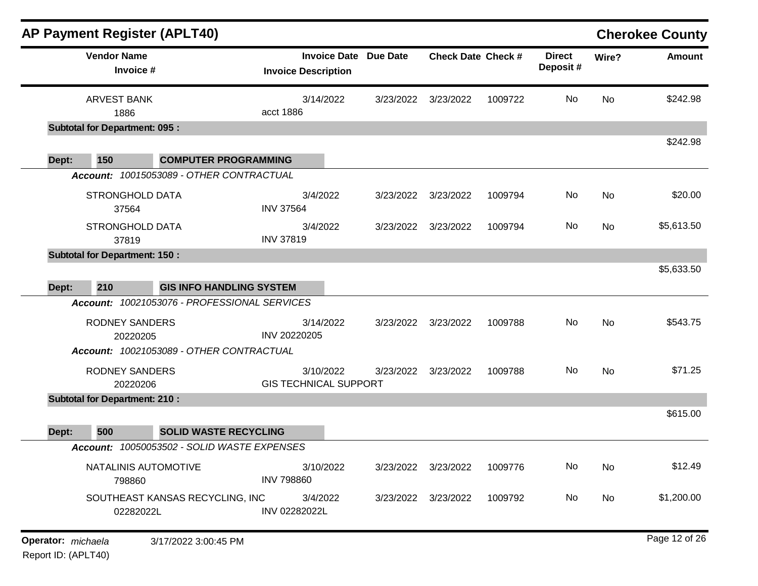## AP Payment Register (APLT40)

**Cherokee County**

| Vendor Name / Invoice # | Invoice Date / Invoice Description | Due Date | Check Date | Check # | Direct Deposit # | Wire? | Amount |
|---|---|---|---|---|---|---|---|
| ARVEST BANK<br>1886 | 3/14/2022<br>acct 1886 | 3/23/2022 | 3/23/2022 | 1009722 | No | No | $242.98 |
| **Subtotal for Department: 095 :** | | | | | | | $242.98 |
| **Dept: 150 COMPUTER PROGRAMMING** | | | | | | | |
| ***Account:*** *10015053089 - OTHER CONTRACTUAL* | | | | | | | |
| STRONGHOLD DATA<br>37564 | 3/4/2022<br>INV 37564 | 3/23/2022 | 3/23/2022 | 1009794 | No | No | $20.00 |
| STRONGHOLD DATA<br>37819 | 3/4/2022<br>INV 37819 | 3/23/2022 | 3/23/2022 | 1009794 | No | No | $5,613.50 |
| **Subtotal for Department: 150 :** | | | | | | | $5,633.50 |
| **Dept: 210 GIS INFO HANDLING SYSTEM** | | | | | | | |
| ***Account:*** *10021053076 - PROFESSIONAL SERVICES* | | | | | | | |
| RODNEY SANDERS<br>20220205 | 3/14/2022<br>INV 20220205 | 3/23/2022 | 3/23/2022 | 1009788 | No | No | $543.75 |
| ***Account:*** *10021053089 - OTHER CONTRACTUAL* | | | | | | | |
| RODNEY SANDERS<br>20220206 | 3/10/2022<br>GIS TECHNICAL SUPPORT | 3/23/2022 | 3/23/2022 | 1009788 | No | No | $71.25 |
| **Subtotal for Department: 210 :** | | | | | | | $615.00 |
| **Dept: 500 SOLID WASTE RECYCLING** | | | | | | | |
| ***Account:*** *10050053502 - SOLID WASTE EXPENSES* | | | | | | | |
| NATALINIS AUTOMOTIVE<br>798860 | 3/10/2022<br>INV 798860 | 3/23/2022 | 3/23/2022 | 1009776 | No | No | $12.49 |
| SOUTHEAST KANSAS RECYCLING, INC<br>02282022L | 3/4/2022<br>INV 02282022L | 3/23/2022 | 3/23/2022 | 1009792 | No | No | $1,200.00 |

**Operator:** *michaela* 3/17/2022 3:00:45 PM

Report ID: (APLT40)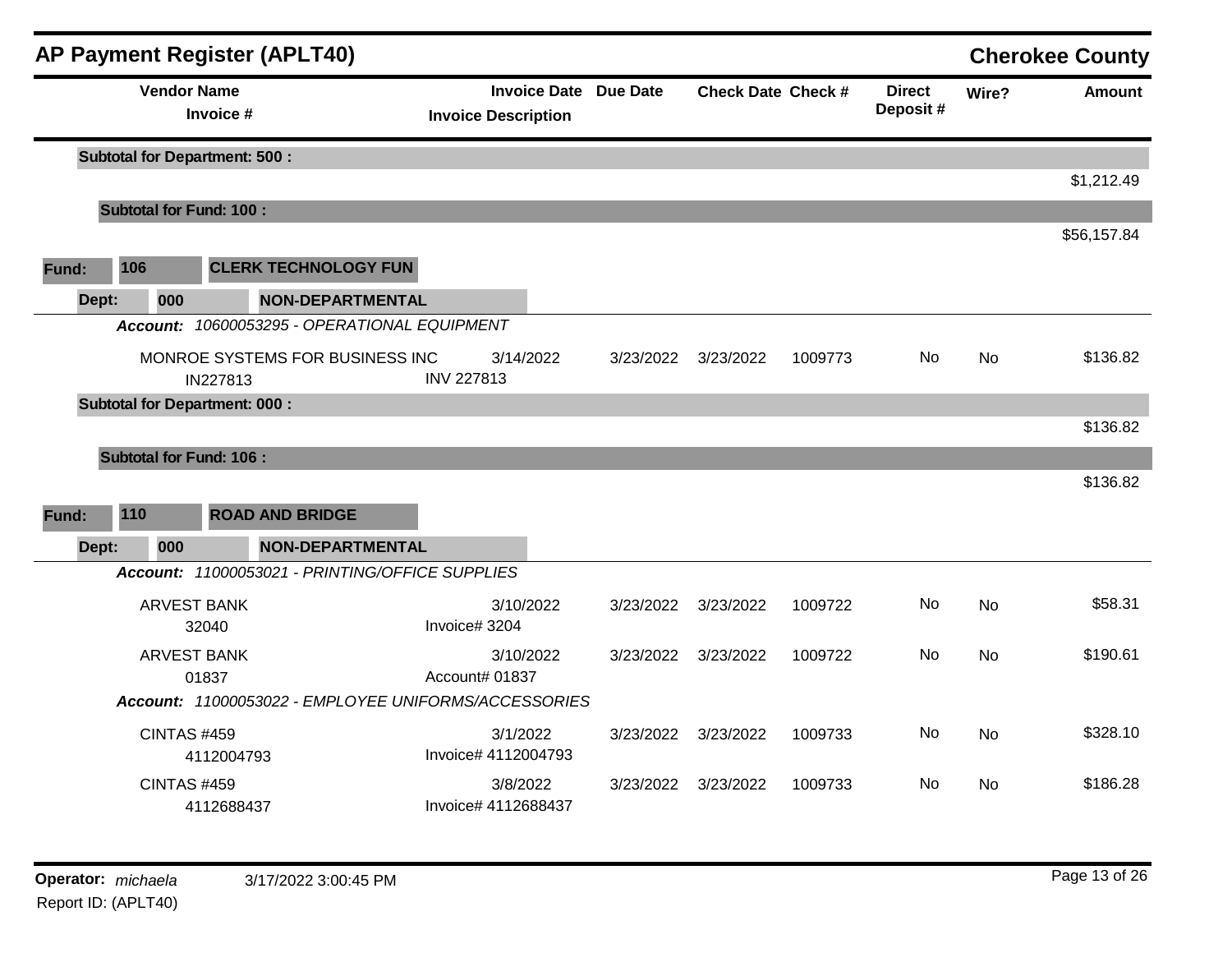# AP Payment Register (APLT40)

**Cherokee County**

| Vendor Name / Invoice # | Invoice Date / Invoice Description | Due Date | Check Date | Check # | Direct Deposit # | Wire? | Amount |
|---|---|---|---|---|---|---|---|
| **Subtotal for Department: 500 :** | | | | | | | $1,212.49 |
| **Subtotal for Fund: 100 :** | | | | | | | $56,157.84 |

**Fund:** 106 **CLERK TECHNOLOGY FUN**

**Dept:** 000 **NON-DEPARTMENTAL**

***Account:*** *10600053295 - OPERATIONAL EQUIPMENT*

| Vendor Name / Invoice # | Invoice Date / Invoice Description | Due Date | Check Date | Check # | Direct Deposit # | Wire? | Amount |
|---|---|---|---|---|---|---|---|
| MONROE SYSTEMS FOR BUSINESS INC / IN227813 | 3/14/2022 / INV 227813 | 3/23/2022 | 3/23/2022 | 1009773 | No | No | $136.82 |
| **Subtotal for Department: 000 :** | | | | | | | $136.82 |
| **Subtotal for Fund: 106 :** | | | | | | | $136.82 |

**Fund:** 110 **ROAD AND BRIDGE**

**Dept:** 000 **NON-DEPARTMENTAL**

***Account:*** *11000053021 - PRINTING/OFFICE SUPPLIES*

| Vendor Name / Invoice # | Invoice Date / Invoice Description | Due Date | Check Date | Check # | Direct Deposit # | Wire? | Amount |
|---|---|---|---|---|---|---|---|
| ARVEST BANK / 32040 | 3/10/2022 / Invoice# 3204 | 3/23/2022 | 3/23/2022 | 1009722 | No | No | $58.31 |
| ARVEST BANK / 01837 | 3/10/2022 / Account# 01837 | 3/23/2022 | 3/23/2022 | 1009722 | No | No | $190.61 |

***Account:*** *11000053022 - EMPLOYEE UNIFORMS/ACCESSORIES*

| Vendor Name / Invoice # | Invoice Date / Invoice Description | Due Date | Check Date | Check # | Direct Deposit # | Wire? | Amount |
|---|---|---|---|---|---|---|---|
| CINTAS #459 / 4112004793 | 3/1/2022 / Invoice# 4112004793 | 3/23/2022 | 3/23/2022 | 1009733 | No | No | $328.10 |
| CINTAS #459 / 4112688437 | 3/8/2022 / Invoice# 4112688437 | 3/23/2022 | 3/23/2022 | 1009733 | No | No | $186.28 |

**Operator:** *michaela* 3/17/2022 3:00:45 PM

Report ID: (APLT40)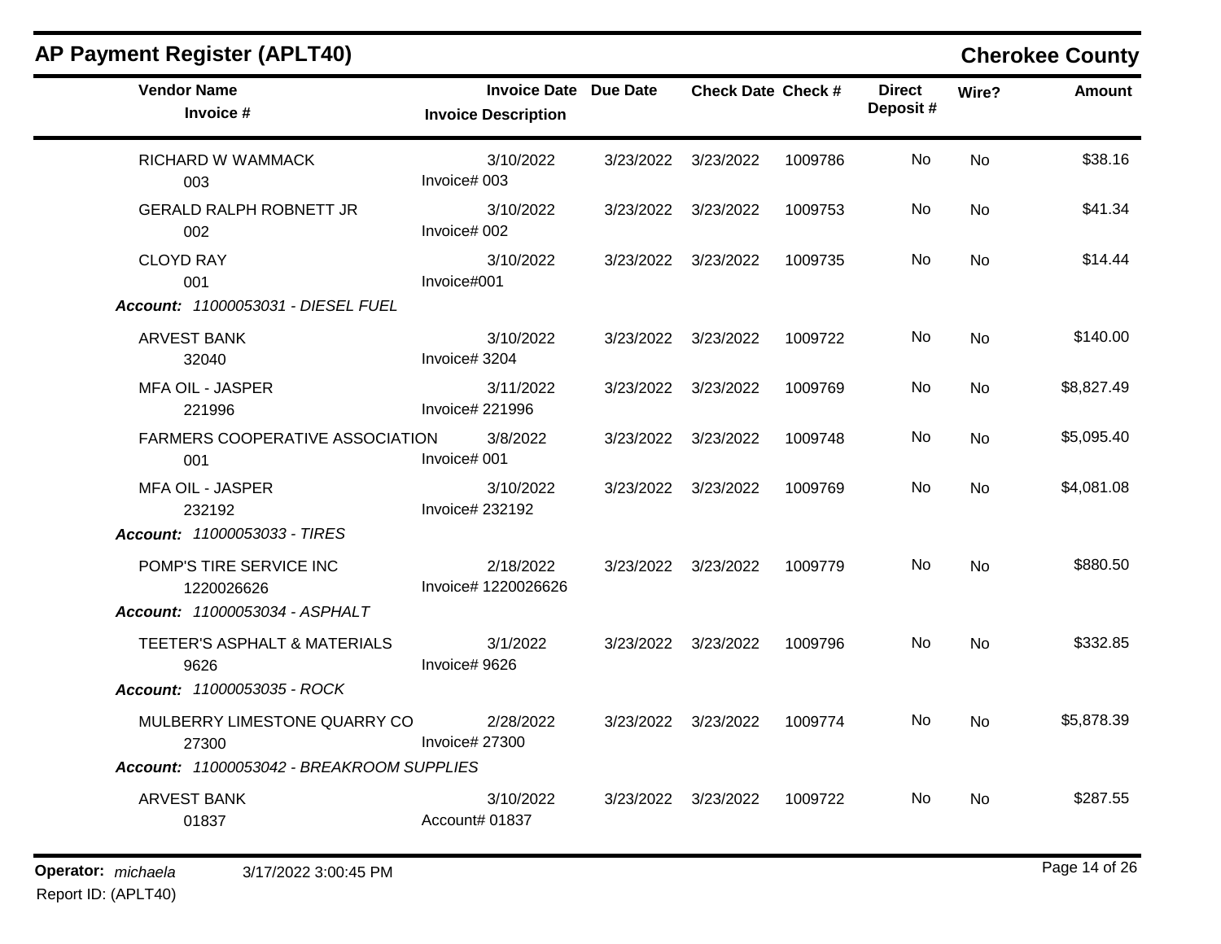## AP Payment Register (APLT40)

**Cherokee County**

| Vendor Name / Invoice # | Invoice Date / Invoice Description | Due Date | Check Date | Check # | Direct Deposit # | Wire? | Amount |
|---|---|---|---|---|---|---|---|
| RICHARD W WAMMACK<br>003 | 3/10/2022<br>Invoice# 003 | 3/23/2022 | 3/23/2022 | 1009786 | No | No | $38.16 |
| GERALD RALPH ROBNETT JR<br>002 | 3/10/2022<br>Invoice# 002 | 3/23/2022 | 3/23/2022 | 1009753 | No | No | $41.34 |
| CLOYD RAY<br>001 | 3/10/2022<br>Invoice#001 | 3/23/2022 | 3/23/2022 | 1009735 | No | No | $14.44 |
| ***Account:* 11000053031 - DIESEL FUEL** | | | | | | | |
| ARVEST BANK<br>32040 | 3/10/2022<br>Invoice# 3204 | 3/23/2022 | 3/23/2022 | 1009722 | No | No | $140.00 |
| MFA OIL - JASPER<br>221996 | 3/11/2022<br>Invoice# 221996 | 3/23/2022 | 3/23/2022 | 1009769 | No | No | $8,827.49 |
| FARMERS COOPERATIVE ASSOCIATION<br>001 | 3/8/2022<br>Invoice# 001 | 3/23/2022 | 3/23/2022 | 1009748 | No | No | $5,095.40 |
| MFA OIL - JASPER<br>232192 | 3/10/2022<br>Invoice# 232192 | 3/23/2022 | 3/23/2022 | 1009769 | No | No | $4,081.08 |
| ***Account:* 11000053033 - TIRES** | | | | | | | |
| POMP'S TIRE SERVICE INC<br>1220026626 | 2/18/2022<br>Invoice# 1220026626 | 3/23/2022 | 3/23/2022 | 1009779 | No | No | $880.50 |
| ***Account:* 11000053034 - ASPHALT** | | | | | | | |
| TEETER'S ASPHALT & MATERIALS<br>9626 | 3/1/2022<br>Invoice# 9626 | 3/23/2022 | 3/23/2022 | 1009796 | No | No | $332.85 |
| ***Account:* 11000053035 - ROCK** | | | | | | | |
| MULBERRY LIMESTONE QUARRY CO<br>27300 | 2/28/2022<br>Invoice# 27300 | 3/23/2022 | 3/23/2022 | 1009774 | No | No | $5,878.39 |
| ***Account:* 11000053042 - BREAKROOM SUPPLIES** | | | | | | | |
| ARVEST BANK<br>01837 | 3/10/2022<br>Account# 01837 | 3/23/2022 | 3/23/2022 | 1009722 | No | No | $287.55 |

**Operator:** *michaela* 3/17/2022 3:00:45 PM

Report ID: (APLT40)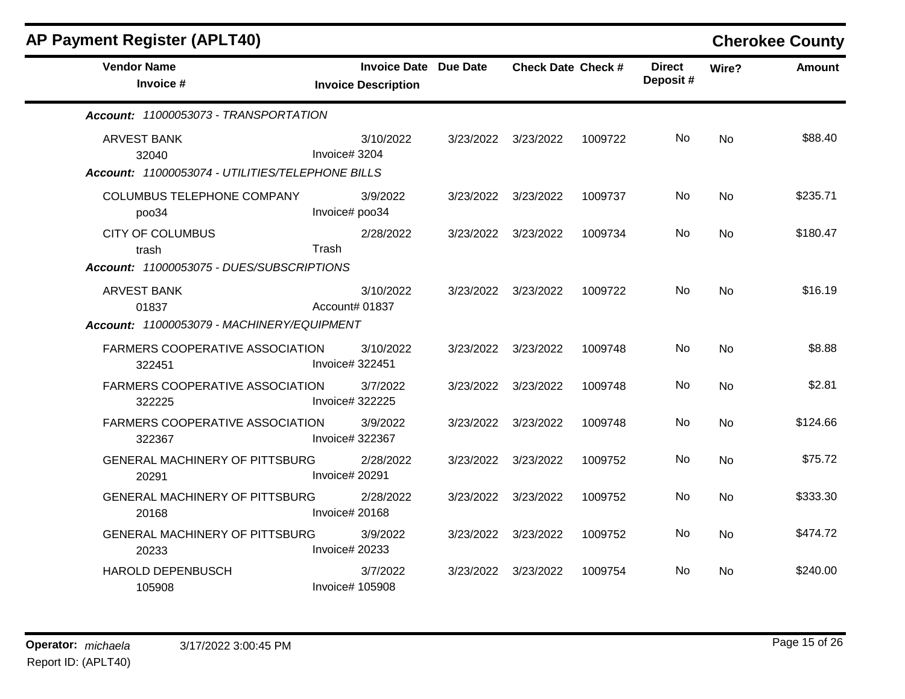## AP Payment Register (APLT40)

**Cherokee County**

| Vendor Name / Invoice # | Invoice Date / Invoice Description | Due Date | Check Date | Check # | Direct Deposit # | Wire? | Amount |
|---|---|---|---|---|---|---|---|
| ***Account: 11000053073 - TRANSPORTATION*** | | | | | | | |
| ARVEST BANK<br>32040 | 3/10/2022<br>Invoice# 3204 | 3/23/2022 | 3/23/2022 | 1009722 | No | No | $88.40 |
| ***Account: 11000053074 - UTILITIES/TELEPHONE BILLS*** | | | | | | | |
| COLUMBUS TELEPHONE COMPANY<br>poo34 | 3/9/2022<br>Invoice# poo34 | 3/23/2022 | 3/23/2022 | 1009737 | No | No | $235.71 |
| CITY OF COLUMBUS<br>trash | 2/28/2022<br>Trash | 3/23/2022 | 3/23/2022 | 1009734 | No | No | $180.47 |
| ***Account: 11000053075 - DUES/SUBSCRIPTIONS*** | | | | | | | |
| ARVEST BANK<br>01837 | 3/10/2022<br>Account# 01837 | 3/23/2022 | 3/23/2022 | 1009722 | No | No | $16.19 |
| ***Account: 11000053079 - MACHINERY/EQUIPMENT*** | | | | | | | |
| FARMERS COOPERATIVE ASSOCIATION<br>322451 | 3/10/2022<br>Invoice# 322451 | 3/23/2022 | 3/23/2022 | 1009748 | No | No | $8.88 |
| FARMERS COOPERATIVE ASSOCIATION<br>322225 | 3/7/2022<br>Invoice# 322225 | 3/23/2022 | 3/23/2022 | 1009748 | No | No | $2.81 |
| FARMERS COOPERATIVE ASSOCIATION<br>322367 | 3/9/2022<br>Invoice# 322367 | 3/23/2022 | 3/23/2022 | 1009748 | No | No | $124.66 |
| GENERAL MACHINERY OF PITTSBURG<br>20291 | 2/28/2022<br>Invoice# 20291 | 3/23/2022 | 3/23/2022 | 1009752 | No | No | $75.72 |
| GENERAL MACHINERY OF PITTSBURG<br>20168 | 2/28/2022<br>Invoice# 20168 | 3/23/2022 | 3/23/2022 | 1009752 | No | No | $333.30 |
| GENERAL MACHINERY OF PITTSBURG<br>20233 | 3/9/2022<br>Invoice# 20233 | 3/23/2022 | 3/23/2022 | 1009752 | No | No | $474.72 |
| HAROLD DEPENBUSCH<br>105908 | 3/7/2022<br>Invoice# 105908 | 3/23/2022 | 3/23/2022 | 1009754 | No | No | $240.00 |

**Operator:** *michaela* 3/17/2022 3:00:45 PM
Report ID: (APLT40)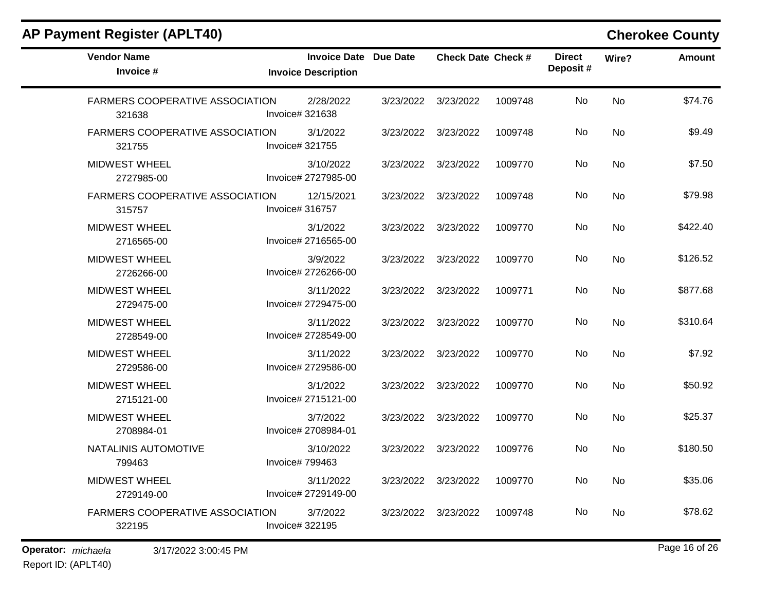## AP Payment Register (APLT40)

## Cherokee County

| Vendor Name / Invoice # | Invoice Date / Invoice Description | Due Date | Check Date | Check # | Direct Deposit # | Wire? | Amount |
|---|---|---|---|---|---|---|---|
| FARMERS COOPERATIVE ASSOCIATION<br>321638 | 2/28/2022<br>Invoice# 321638 | 3/23/2022 | 3/23/2022 | 1009748 | No | No | $74.76 |
| FARMERS COOPERATIVE ASSOCIATION<br>321755 | 3/1/2022<br>Invoice# 321755 | 3/23/2022 | 3/23/2022 | 1009748 | No | No | $9.49 |
| MIDWEST WHEEL<br>2727985-00 | 3/10/2022<br>Invoice# 2727985-00 | 3/23/2022 | 3/23/2022 | 1009770 | No | No | $7.50 |
| FARMERS COOPERATIVE ASSOCIATION<br>315757 | 12/15/2021<br>Invoice# 316757 | 3/23/2022 | 3/23/2022 | 1009748 | No | No | $79.98 |
| MIDWEST WHEEL<br>2716565-00 | 3/1/2022<br>Invoice# 2716565-00 | 3/23/2022 | 3/23/2022 | 1009770 | No | No | $422.40 |
| MIDWEST WHEEL<br>2726266-00 | 3/9/2022<br>Invoice# 2726266-00 | 3/23/2022 | 3/23/2022 | 1009770 | No | No | $126.52 |
| MIDWEST WHEEL<br>2729475-00 | 3/11/2022<br>Invoice# 2729475-00 | 3/23/2022 | 3/23/2022 | 1009771 | No | No | $877.68 |
| MIDWEST WHEEL<br>2728549-00 | 3/11/2022<br>Invoice# 2728549-00 | 3/23/2022 | 3/23/2022 | 1009770 | No | No | $310.64 |
| MIDWEST WHEEL<br>2729586-00 | 3/11/2022<br>Invoice# 2729586-00 | 3/23/2022 | 3/23/2022 | 1009770 | No | No | $7.92 |
| MIDWEST WHEEL<br>2715121-00 | 3/1/2022<br>Invoice# 2715121-00 | 3/23/2022 | 3/23/2022 | 1009770 | No | No | $50.92 |
| MIDWEST WHEEL<br>2708984-01 | 3/7/2022<br>Invoice# 2708984-01 | 3/23/2022 | 3/23/2022 | 1009770 | No | No | $25.37 |
| NATALINIS AUTOMOTIVE<br>799463 | 3/10/2022<br>Invoice# 799463 | 3/23/2022 | 3/23/2022 | 1009776 | No | No | $180.50 |
| MIDWEST WHEEL<br>2729149-00 | 3/11/2022<br>Invoice# 2729149-00 | 3/23/2022 | 3/23/2022 | 1009770 | No | No | $35.06 |
| FARMERS COOPERATIVE ASSOCIATION<br>322195 | 3/7/2022<br>Invoice# 322195 | 3/23/2022 | 3/23/2022 | 1009748 | No | No | $78.62 |

**Operator:** *michaela* 3/17/2022 3:00:45 PM

Report ID: (APLT40)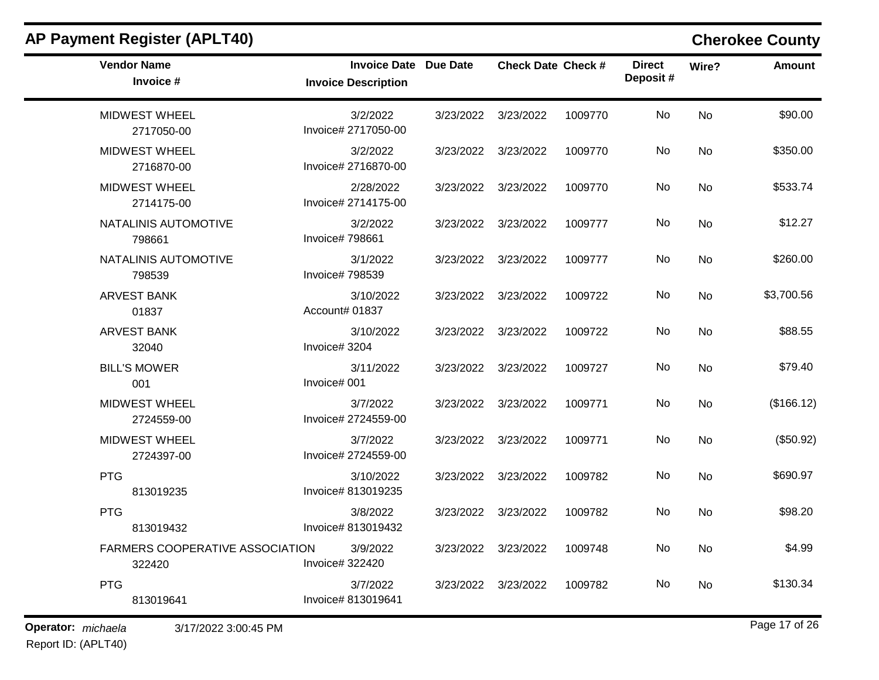## AP Payment Register (APLT40)

**Cherokee County**

| Vendor Name / Invoice # | Invoice Date / Invoice Description | Due Date | Check Date | Check # | Direct Deposit # | Wire? | Amount |
|---|---|---|---|---|---|---|---|
| MIDWEST WHEEL<br>2717050-00 | 3/2/2022<br>Invoice# 2717050-00 | 3/23/2022 | 3/23/2022 | 1009770 | No | No | $90.00 |
| MIDWEST WHEEL<br>2716870-00 | 3/2/2022<br>Invoice# 2716870-00 | 3/23/2022 | 3/23/2022 | 1009770 | No | No | $350.00 |
| MIDWEST WHEEL<br>2714175-00 | 2/28/2022<br>Invoice# 2714175-00 | 3/23/2022 | 3/23/2022 | 1009770 | No | No | $533.74 |
| NATALINIS AUTOMOTIVE<br>798661 | 3/2/2022<br>Invoice# 798661 | 3/23/2022 | 3/23/2022 | 1009777 | No | No | $12.27 |
| NATALINIS AUTOMOTIVE<br>798539 | 3/1/2022<br>Invoice# 798539 | 3/23/2022 | 3/23/2022 | 1009777 | No | No | $260.00 |
| ARVEST BANK<br>01837 | 3/10/2022<br>Account# 01837 | 3/23/2022 | 3/23/2022 | 1009722 | No | No | $3,700.56 |
| ARVEST BANK<br>32040 | 3/10/2022<br>Invoice# 3204 | 3/23/2022 | 3/23/2022 | 1009722 | No | No | $88.55 |
| BILL'S MOWER<br>001 | 3/11/2022<br>Invoice# 001 | 3/23/2022 | 3/23/2022 | 1009727 | No | No | $79.40 |
| MIDWEST WHEEL<br>2724559-00 | 3/7/2022<br>Invoice# 2724559-00 | 3/23/2022 | 3/23/2022 | 1009771 | No | No | ($166.12) |
| MIDWEST WHEEL<br>2724397-00 | 3/7/2022<br>Invoice# 2724559-00 | 3/23/2022 | 3/23/2022 | 1009771 | No | No | ($50.92) |
| PTG<br>813019235 | 3/10/2022<br>Invoice# 813019235 | 3/23/2022 | 3/23/2022 | 1009782 | No | No | $690.97 |
| PTG<br>813019432 | 3/8/2022<br>Invoice# 813019432 | 3/23/2022 | 3/23/2022 | 1009782 | No | No | $98.20 |
| FARMERS COOPERATIVE ASSOCIATION<br>322420 | 3/9/2022<br>Invoice# 322420 | 3/23/2022 | 3/23/2022 | 1009748 | No | No | $4.99 |
| PTG<br>813019641 | 3/7/2022<br>Invoice# 813019641 | 3/23/2022 | 3/23/2022 | 1009782 | No | No | $130.34 |

**Operator:** *michaela* 3/17/2022 3:00:45 PM
Report ID: (APLT40)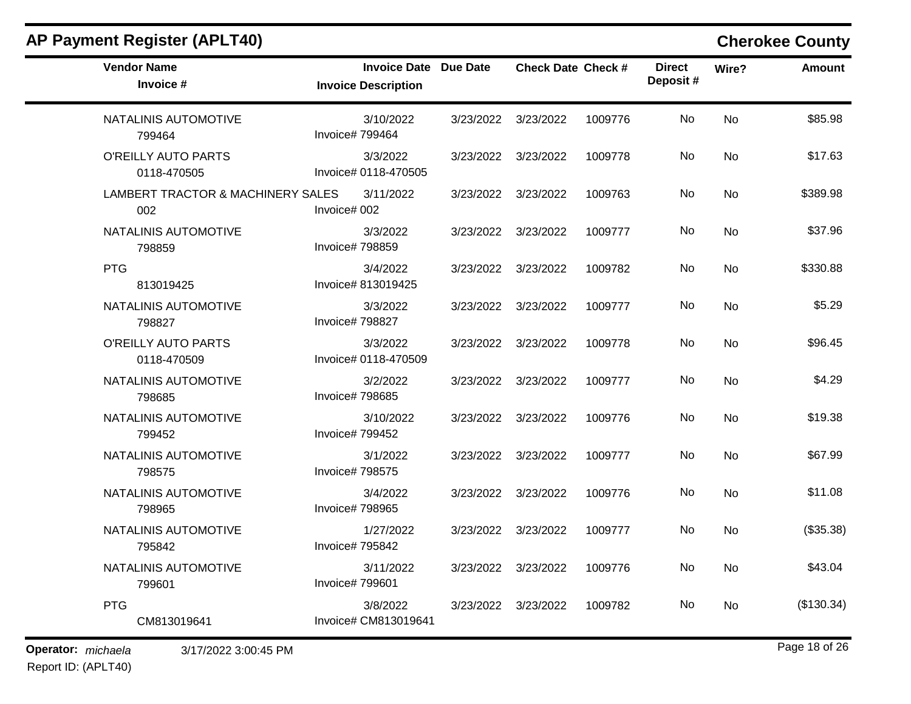## AP Payment Register (APLT40)

## Cherokee County

| Vendor Name / Invoice # | Invoice Date / Invoice Description | Due Date | Check Date | Check # | Direct Deposit # | Wire? | Amount |
|---|---|---|---|---|---|---|---|
| NATALINIS AUTOMOTIVE<br>799464 | 3/10/2022<br>Invoice# 799464 | 3/23/2022 | 3/23/2022 | 1009776 | No | No | $85.98 |
| O'REILLY AUTO PARTS<br>0118-470505 | 3/3/2022<br>Invoice# 0118-470505 | 3/23/2022 | 3/23/2022 | 1009778 | No | No | $17.63 |
| LAMBERT TRACTOR & MACHINERY SALES<br>002 | 3/11/2022<br>Invoice# 002 | 3/23/2022 | 3/23/2022 | 1009763 | No | No | $389.98 |
| NATALINIS AUTOMOTIVE<br>798859 | 3/3/2022<br>Invoice# 798859 | 3/23/2022 | 3/23/2022 | 1009777 | No | No | $37.96 |
| PTG<br>813019425 | 3/4/2022<br>Invoice# 813019425 | 3/23/2022 | 3/23/2022 | 1009782 | No | No | $330.88 |
| NATALINIS AUTOMOTIVE<br>798827 | 3/3/2022<br>Invoice# 798827 | 3/23/2022 | 3/23/2022 | 1009777 | No | No | $5.29 |
| O'REILLY AUTO PARTS<br>0118-470509 | 3/3/2022<br>Invoice# 0118-470509 | 3/23/2022 | 3/23/2022 | 1009778 | No | No | $96.45 |
| NATALINIS AUTOMOTIVE<br>798685 | 3/2/2022<br>Invoice# 798685 | 3/23/2022 | 3/23/2022 | 1009777 | No | No | $4.29 |
| NATALINIS AUTOMOTIVE<br>799452 | 3/10/2022<br>Invoice# 799452 | 3/23/2022 | 3/23/2022 | 1009776 | No | No | $19.38 |
| NATALINIS AUTOMOTIVE<br>798575 | 3/1/2022<br>Invoice# 798575 | 3/23/2022 | 3/23/2022 | 1009777 | No | No | $67.99 |
| NATALINIS AUTOMOTIVE<br>798965 | 3/4/2022<br>Invoice# 798965 | 3/23/2022 | 3/23/2022 | 1009776 | No | No | $11.08 |
| NATALINIS AUTOMOTIVE<br>795842 | 1/27/2022<br>Invoice# 795842 | 3/23/2022 | 3/23/2022 | 1009777 | No | No | ($35.38) |
| NATALINIS AUTOMOTIVE<br>799601 | 3/11/2022<br>Invoice# 799601 | 3/23/2022 | 3/23/2022 | 1009776 | No | No | $43.04 |
| PTG<br>CM813019641 | 3/8/2022<br>Invoice# CM813019641 | 3/23/2022 | 3/23/2022 | 1009782 | No | No | ($130.34) |

**Operator:** *michaela* 3/17/2022 3:00:45 PM

Report ID: (APLT40)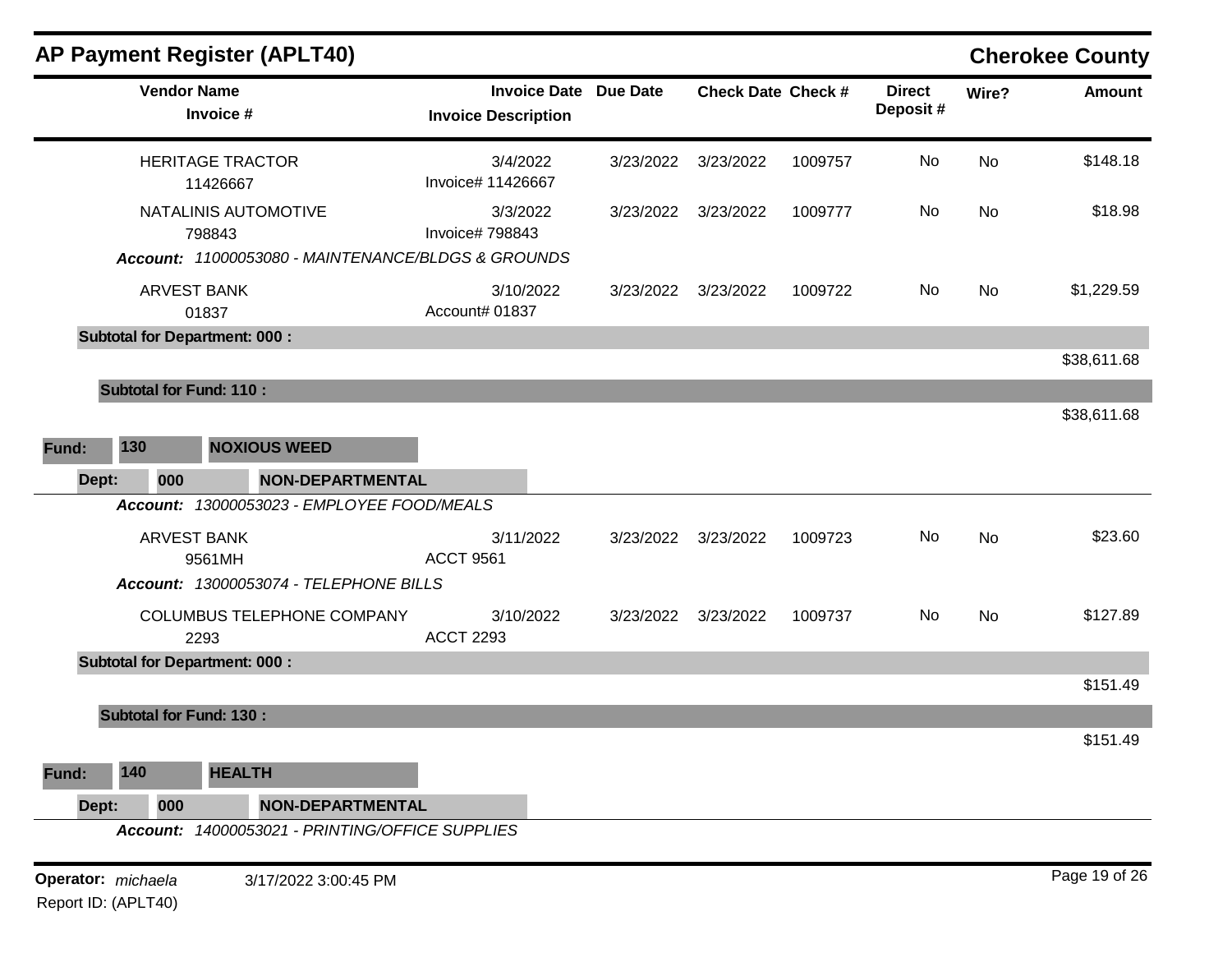## AP Payment Register (APLT40) — Cherokee County

| Vendor Name / Invoice # | Invoice Date / Invoice Description | Due Date | Check Date | Check # | Direct Deposit # | Wire? | Amount |
|---|---|---|---|---|---|---|---|
| HERITAGE TRACTOR<br>11426667 | 3/4/2022<br>Invoice# 11426667 | 3/23/2022 | 3/23/2022 | 1009757 | No | No | $148.18 |
| NATALINIS AUTOMOTIVE<br>798843 | 3/3/2022<br>Invoice# 798843 | 3/23/2022 | 3/23/2022 | 1009777 | No | No | $18.98 |
| ***Account:** 11000053080 - MAINTENANCE/BLDGS & GROUNDS* | | | | | | | |
| ARVEST BANK<br>01837 | 3/10/2022<br>Account# 01837 | 3/23/2022 | 3/23/2022 | 1009722 | No | No | $1,229.59 |
| **Subtotal for Department: 000 :** | | | | | | | $38,611.68 |
| **Subtotal for Fund: 110 :** | | | | | | | $38,611.68 |

**Fund:** 130 **NOXIOUS WEED**

**Dept:** 000 **NON-DEPARTMENTAL**

| Vendor Name / Invoice # | Invoice Date / Invoice Description | Due Date | Check Date | Check # | Direct Deposit # | Wire? | Amount |
|---|---|---|---|---|---|---|---|
| ***Account:** 13000053023 - EMPLOYEE FOOD/MEALS* | | | | | | | |
| ARVEST BANK<br>9561MH | 3/11/2022<br>ACCT 9561 | 3/23/2022 | 3/23/2022 | 1009723 | No | No | $23.60 |
| ***Account:** 13000053074 - TELEPHONE BILLS* | | | | | | | |
| COLUMBUS TELEPHONE COMPANY<br>2293 | 3/10/2022<br>ACCT 2293 | 3/23/2022 | 3/23/2022 | 1009737 | No | No | $127.89 |
| **Subtotal for Department: 000 :** | | | | | | | $151.49 |
| **Subtotal for Fund: 130 :** | | | | | | | $151.49 |

**Fund:** 140 **HEALTH**

**Dept:** 000 **NON-DEPARTMENTAL**

***Account:** 14000053021 - PRINTING/OFFICE SUPPLIES*

**Operator:** *michaela* 3/17/2022 3:00:45 PM
Report ID: (APLT40)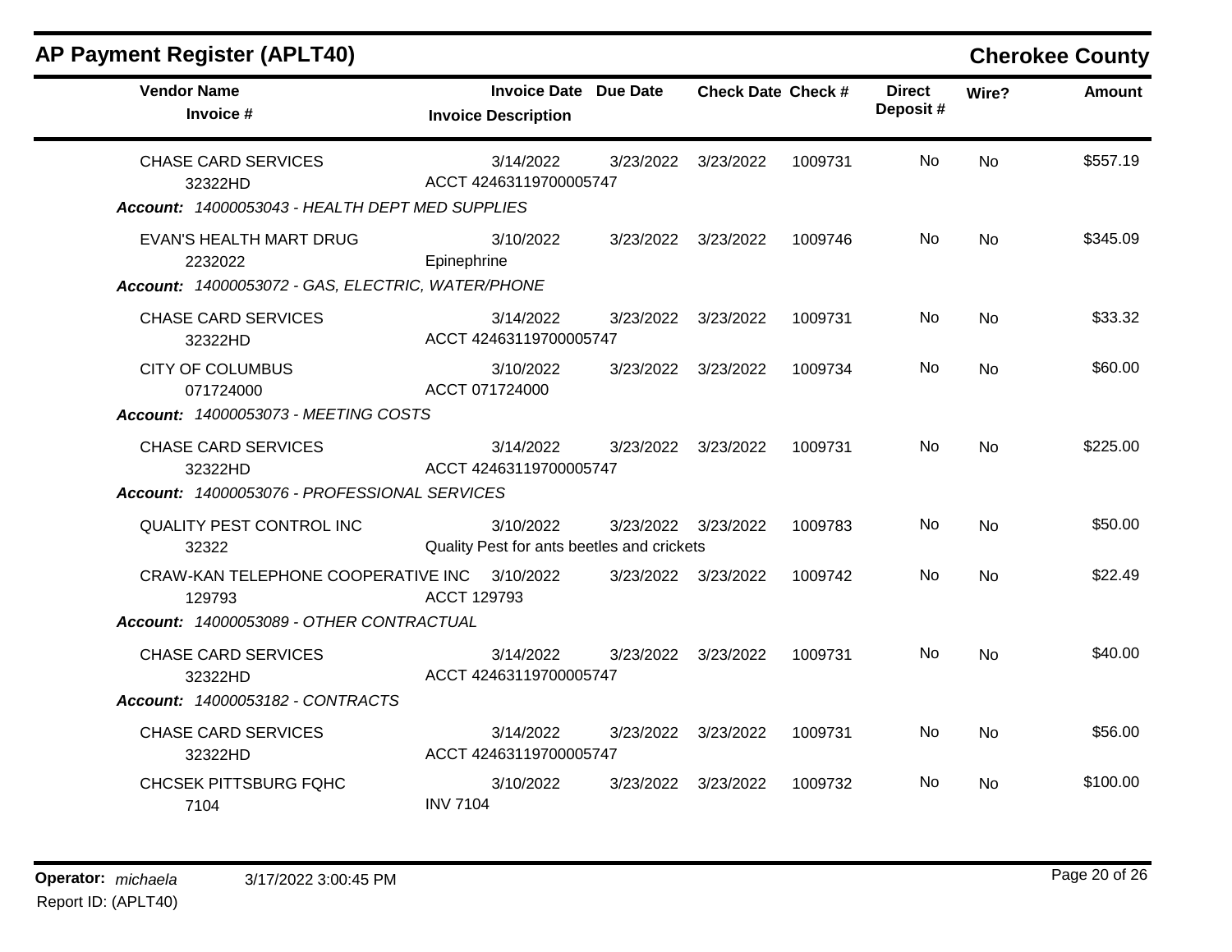## AP Payment Register (APLT40)

**Cherokee County**

| Vendor Name / Invoice # | Invoice Date / Invoice Description | Due Date | Check Date | Check # | Direct Deposit # | Wire? | Amount |
|---|---|---|---|---|---|---|---|
| CHASE CARD SERVICES<br>32322HD | 3/14/2022<br>ACCT 42463119700005747 | 3/23/2022 | 3/23/2022 | 1009731 | No | No | $557.19 |
| ***Account:*** *14000053043 - HEALTH DEPT MED SUPPLIES* | | | | | | | |
| EVAN'S HEALTH MART DRUG<br>2232022 | 3/10/2022<br>Epinephrine | 3/23/2022 | 3/23/2022 | 1009746 | No | No | $345.09 |
| ***Account:*** *14000053072 - GAS, ELECTRIC, WATER/PHONE* | | | | | | | |
| CHASE CARD SERVICES<br>32322HD | 3/14/2022<br>ACCT 42463119700005747 | 3/23/2022 | 3/23/2022 | 1009731 | No | No | $33.32 |
| CITY OF COLUMBUS<br>071724000 | 3/10/2022<br>ACCT 071724000 | 3/23/2022 | 3/23/2022 | 1009734 | No | No | $60.00 |
| ***Account:*** *14000053073 - MEETING COSTS* | | | | | | | |
| CHASE CARD SERVICES<br>32322HD | 3/14/2022<br>ACCT 42463119700005747 | 3/23/2022 | 3/23/2022 | 1009731 | No | No | $225.00 |
| ***Account:*** *14000053076 - PROFESSIONAL SERVICES* | | | | | | | |
| QUALITY PEST CONTROL INC<br>32322 | 3/10/2022<br>Quality Pest for ants beetles and crickets | 3/23/2022 | 3/23/2022 | 1009783 | No | No | $50.00 |
| CRAW-KAN TELEPHONE COOPERATIVE INC<br>129793 | 3/10/2022<br>ACCT 129793 | 3/23/2022 | 3/23/2022 | 1009742 | No | No | $22.49 |
| ***Account:*** *14000053089 - OTHER CONTRACTUAL* | | | | | | | |
| CHASE CARD SERVICES<br>32322HD | 3/14/2022<br>ACCT 42463119700005747 | 3/23/2022 | 3/23/2022 | 1009731 | No | No | $40.00 |
| ***Account:*** *14000053182 - CONTRACTS* | | | | | | | |
| CHASE CARD SERVICES<br>32322HD | 3/14/2022<br>ACCT 42463119700005747 | 3/23/2022 | 3/23/2022 | 1009731 | No | No | $56.00 |
| CHCSEK PITTSBURG FQHC<br>7104 | 3/10/2022<br>INV 7104 | 3/23/2022 | 3/23/2022 | 1009732 | No | No | $100.00 |

**Operator:** *michaela* 3/17/2022 3:00:45 PM

Report ID: (APLT40)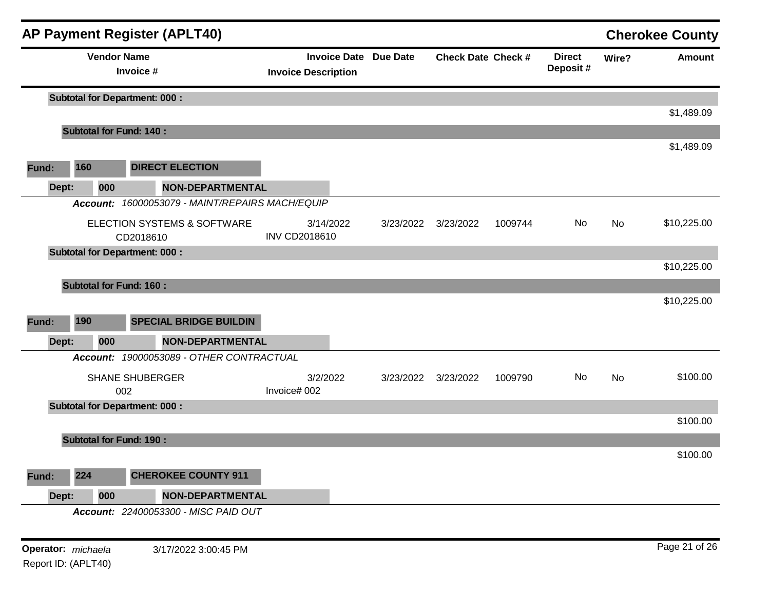## AP Payment Register (APLT40) — Cherokee County

| Vendor Name / Invoice # | Invoice Date / Invoice Description | Due Date | Check Date | Check # | Direct Deposit # | Wire? | Amount |
|---|---|---|---|---|---|---|---|
| **Subtotal for Department: 000 :** | | | | | | | $1,489.09 |
| **Subtotal for Fund: 140 :** | | | | | | | $1,489.09 |

**Fund: 160 DIRECT ELECTION**

**Dept: 000 NON-DEPARTMENTAL**

***Account:*** *16000053079 - MAINT/REPAIRS MACH/EQUIP*

| Vendor Name / Invoice # | Invoice Date / Invoice Description | Due Date | Check Date | Check # | Direct Deposit # | Wire? | Amount |
|---|---|---|---|---|---|---|---|
| ELECTION SYSTEMS & SOFTWARE CD2018610 | 3/14/2022 INV CD2018610 | 3/23/2022 | 3/23/2022 | 1009744 | No | No | $10,225.00 |
| **Subtotal for Department: 000 :** | | | | | | | $10,225.00 |
| **Subtotal for Fund: 160 :** | | | | | | | $10,225.00 |

**Fund: 190 SPECIAL BRIDGE BUILDIN**

**Dept: 000 NON-DEPARTMENTAL**

***Account:*** *19000053089 - OTHER CONTRACTUAL*

| Vendor Name / Invoice # | Invoice Date / Invoice Description | Due Date | Check Date | Check # | Direct Deposit # | Wire? | Amount |
|---|---|---|---|---|---|---|---|
| SHANE SHUBERGER 002 | 3/2/2022 Invoice# 002 | 3/23/2022 | 3/23/2022 | 1009790 | No | No | $100.00 |
| **Subtotal for Department: 000 :** | | | | | | | $100.00 |
| **Subtotal for Fund: 190 :** | | | | | | | $100.00 |

**Fund: 224 CHEROKEE COUNTY 911**

**Dept: 000 NON-DEPARTMENTAL**

***Account:*** *22400053300 - MISC PAID OUT*

**Operator:** *michaela* 3/17/2022 3:00:45 PM

Report ID: (APLT40)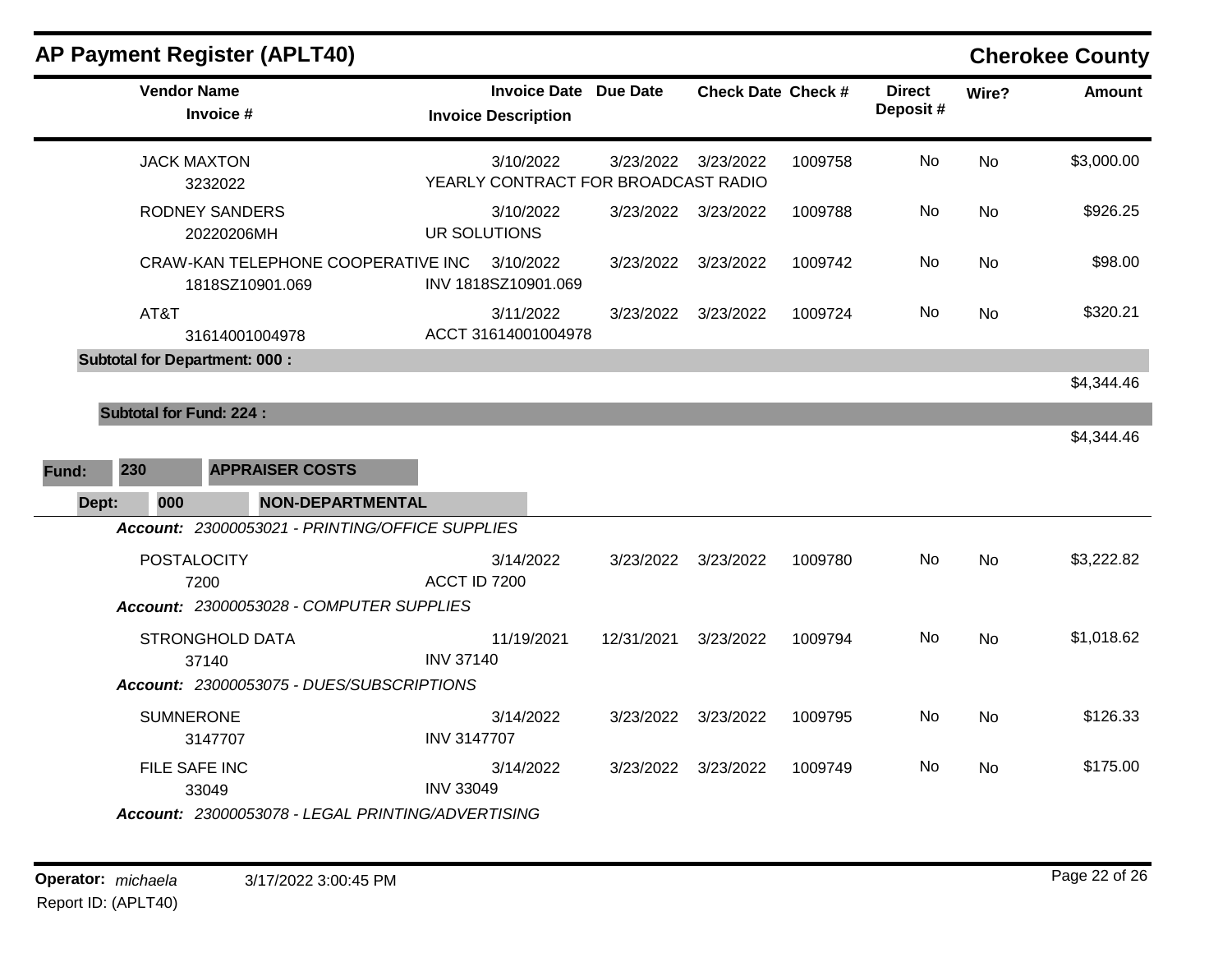## AP Payment Register (APLT40)

**Cherokee County**

| Vendor Name / Invoice # | Invoice Date / Invoice Description | Due Date | Check Date | Check # | Direct Deposit # | Wire? | Amount |
|---|---|---|---|---|---|---|---|
| JACK MAXTON<br>3232022 | 3/10/2022<br>YEARLY CONTRACT FOR BROADCAST RADIO | 3/23/2022 | 3/23/2022 | 1009758 | No | No | $3,000.00 |
| RODNEY SANDERS<br>20220206MH | 3/10/2022<br>UR SOLUTIONS | 3/23/2022 | 3/23/2022 | 1009788 | No | No | $926.25 |
| CRAW-KAN TELEPHONE COOPERATIVE INC<br>1818SZ10901.069 | 3/10/2022<br>INV 1818SZ10901.069 | 3/23/2022 | 3/23/2022 | 1009742 | No | No | $98.00 |
| AT&T<br>31614001004978 | 3/11/2022<br>ACCT 31614001004978 | 3/23/2022 | 3/23/2022 | 1009724 | No | No | $320.21 |
| **Subtotal for Department: 000 :** | | | | | | | $4,344.46 |
| **Subtotal for Fund: 224 :** | | | | | | | $4,344.46 |

**Fund:** 230 **APPRAISER COSTS**

**Dept:** 000 **NON-DEPARTMENTAL**

| Vendor Name / Invoice # | Invoice Date / Invoice Description | Due Date | Check Date | Check # | Direct Deposit # | Wire? | Amount |
|---|---|---|---|---|---|---|---|
| ***Account:** 23000053021 - PRINTING/OFFICE SUPPLIES* | | | | | | | |
| POSTALOCITY<br>7200 | 3/14/2022<br>ACCT ID 7200 | 3/23/2022 | 3/23/2022 | 1009780 | No | No | $3,222.82 |
| ***Account:** 23000053028 - COMPUTER SUPPLIES* | | | | | | | |
| STRONGHOLD DATA<br>37140 | 11/19/2021<br>INV 37140 | 12/31/2021 | 3/23/2022 | 1009794 | No | No | $1,018.62 |
| ***Account:** 23000053075 - DUES/SUBSCRIPTIONS* | | | | | | | |
| SUMNERONE<br>3147707 | 3/14/2022<br>INV 3147707 | 3/23/2022 | 3/23/2022 | 1009795 | No | No | $126.33 |
| FILE SAFE INC<br>33049 | 3/14/2022<br>INV 33049 | 3/23/2022 | 3/23/2022 | 1009749 | No | No | $175.00 |
| ***Account:** 23000053078 - LEGAL PRINTING/ADVERTISING* | | | | | | | |

**Operator:** *michaela* 3/17/2022 3:00:45 PM
Report ID: (APLT40)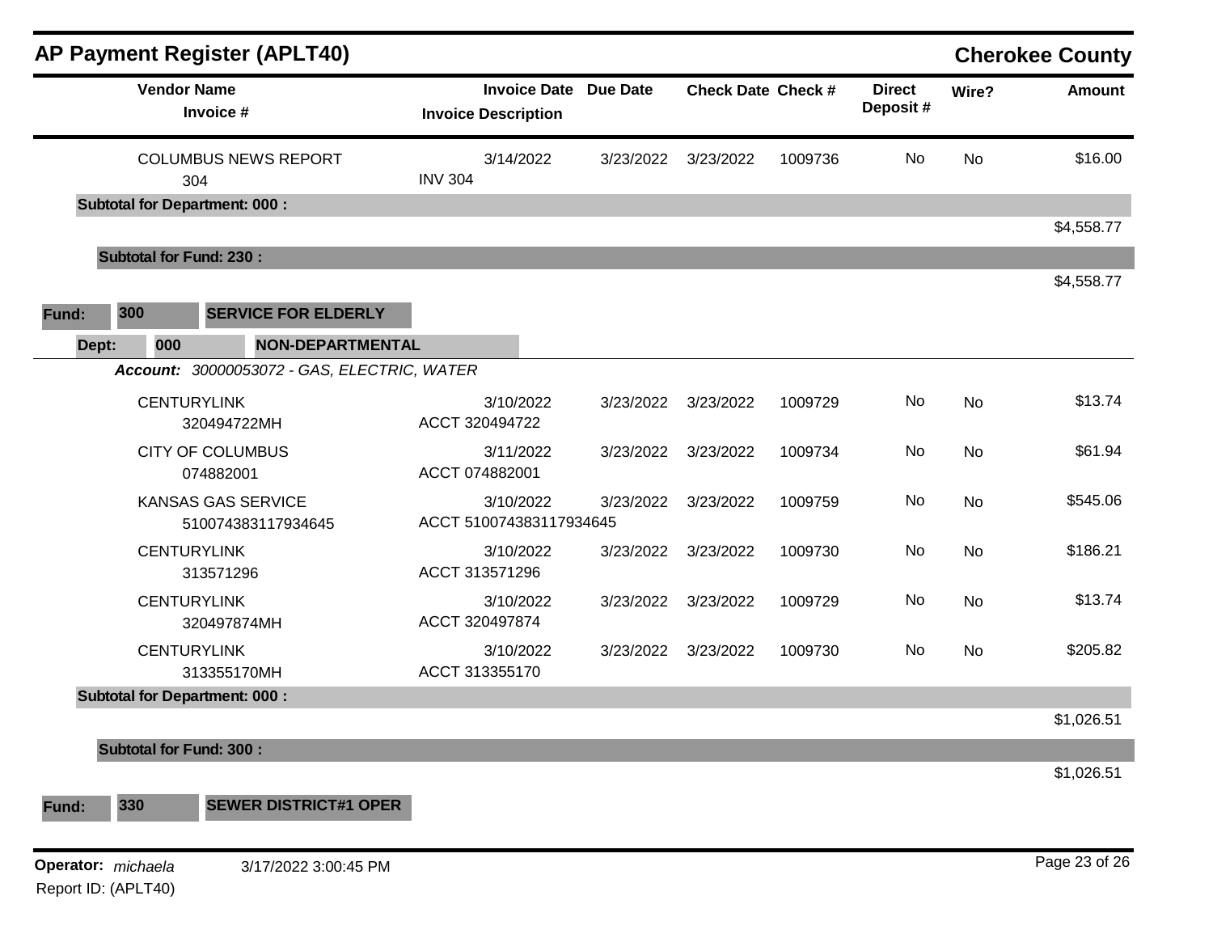## AP Payment Register (APLT40) — Cherokee County

| Vendor Name / Invoice # | Invoice Date / Invoice Description | Due Date | Check Date | Check # | Direct Deposit # | Wire? | Amount |
|---|---|---|---|---|---|---|---|
| COLUMBUS NEWS REPORT<br>304 | 3/14/2022<br>INV 304 | 3/23/2022 | 3/23/2022 | 1009736 | No | No | $16.00 |
| **Subtotal for Department: 000 :** | | | | | | | $4,558.77 |
| **Subtotal for Fund: 230 :** | | | | | | | $4,558.77 |

**Fund:** 300 **SERVICE FOR ELDERLY**

**Dept:** 000 **NON-DEPARTMENTAL**

***Account:*** *30000053072 - GAS, ELECTRIC, WATER*

| Vendor Name / Invoice # | Invoice Date / Invoice Description | Due Date | Check Date | Check # | Direct Deposit # | Wire? | Amount |
|---|---|---|---|---|---|---|---|
| CENTURYLINK<br>320494722MH | 3/10/2022<br>ACCT 320494722 | 3/23/2022 | 3/23/2022 | 1009729 | No | No | $13.74 |
| CITY OF COLUMBUS<br>074882001 | 3/11/2022<br>ACCT 074882001 | 3/23/2022 | 3/23/2022 | 1009734 | No | No | $61.94 |
| KANSAS GAS SERVICE<br>510074383117934645 | 3/10/2022<br>ACCT 510074383117934645 | 3/23/2022 | 3/23/2022 | 1009759 | No | No | $545.06 |
| CENTURYLINK<br>313571296 | 3/10/2022<br>ACCT 313571296 | 3/23/2022 | 3/23/2022 | 1009730 | No | No | $186.21 |
| CENTURYLINK<br>320497874MH | 3/10/2022<br>ACCT 320497874 | 3/23/2022 | 3/23/2022 | 1009729 | No | No | $13.74 |
| CENTURYLINK<br>313355170MH | 3/10/2022<br>ACCT 313355170 | 3/23/2022 | 3/23/2022 | 1009730 | No | No | $205.82 |
| **Subtotal for Department: 000 :** | | | | | | | $1,026.51 |
| **Subtotal for Fund: 300 :** | | | | | | | $1,026.51 |

**Fund:** 330 **SEWER DISTRICT#1 OPER**

**Operator:** *michaela* 3/17/2022 3:00:45 PM

Report ID: (APLT40)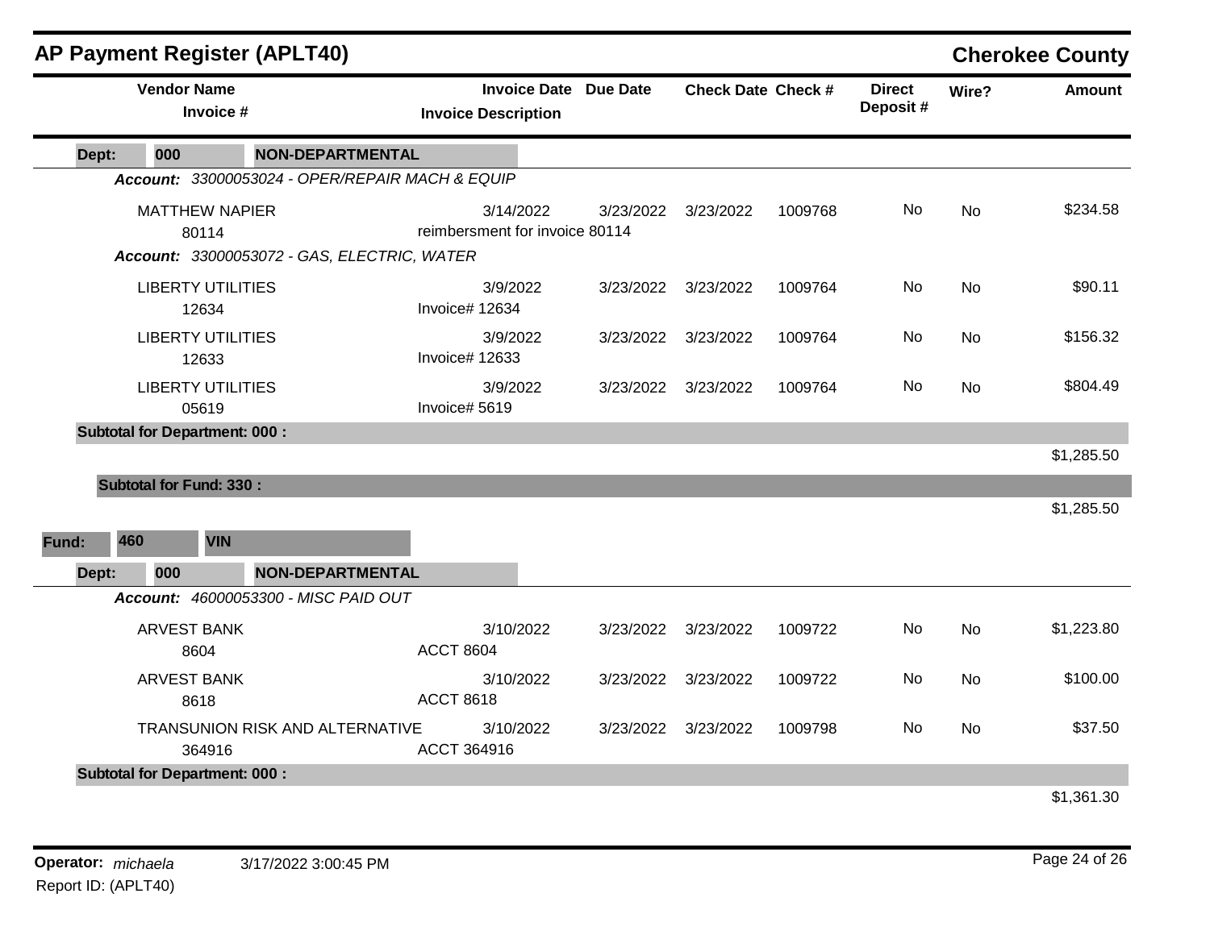# AP Payment Register (APLT40)

## Cherokee County

| Vendor Name / Invoice # | Invoice Date / Invoice Description | Due Date | Check Date | Check # | Direct Deposit # | Wire? | Amount |
|---|---|---|---|---|---|---|---|
| **Dept: 000 NON-DEPARTMENTAL** | | | | | | | |
| ***Account: 33000053024 - OPER/REPAIR MACH & EQUIP*** | | | | | | | |
| MATTHEW NAPIER 80114 | 3/14/2022 reimbersment for invoice 80114 | 3/23/2022 | 3/23/2022 | 1009768 | No | No | $234.58 |
| ***Account: 33000053072 - GAS, ELECTRIC, WATER*** | | | | | | | |
| LIBERTY UTILITIES 12634 | 3/9/2022 Invoice# 12634 | 3/23/2022 | 3/23/2022 | 1009764 | No | No | $90.11 |
| LIBERTY UTILITIES 12633 | 3/9/2022 Invoice# 12633 | 3/23/2022 | 3/23/2022 | 1009764 | No | No | $156.32 |
| LIBERTY UTILITIES 05619 | 3/9/2022 Invoice# 5619 | 3/23/2022 | 3/23/2022 | 1009764 | No | No | $804.49 |
| **Subtotal for Department: 000 :** | | | | | | | $1,285.50 |
| **Subtotal for Fund: 330 :** | | | | | | | $1,285.50 |
| **Fund: 460 VIN** | | | | | | | |
| **Dept: 000 NON-DEPARTMENTAL** | | | | | | | |
| ***Account: 46000053300 - MISC PAID OUT*** | | | | | | | |
| ARVEST BANK 8604 | 3/10/2022 ACCT 8604 | 3/23/2022 | 3/23/2022 | 1009722 | No | No | $1,223.80 |
| ARVEST BANK 8618 | 3/10/2022 ACCT 8618 | 3/23/2022 | 3/23/2022 | 1009722 | No | No | $100.00 |
| TRANSUNION RISK AND ALTERNATIVE 364916 | 3/10/2022 ACCT 364916 | 3/23/2022 | 3/23/2022 | 1009798 | No | No | $37.50 |
| **Subtotal for Department: 000 :** | | | | | | | $1,361.30 |

**Operator:** *michaela* 3/17/2022 3:00:45 PM

Report ID: (APLT40)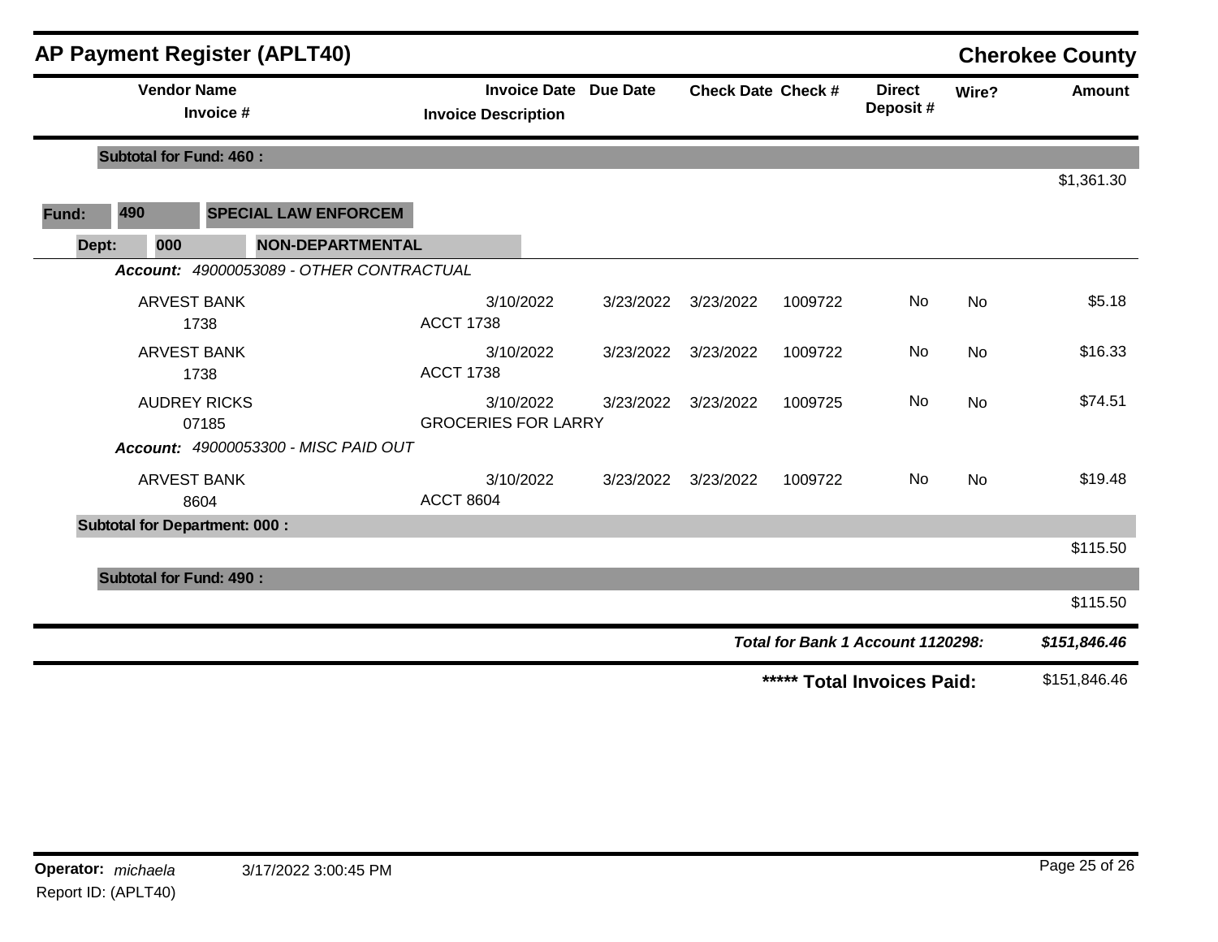# AP Payment Register (APLT40)

**Cherokee County**

| Vendor Name / Invoice # | Invoice Date / Invoice Description | Due Date | Check Date | Check # | Direct Deposit # | Wire? | Amount |
|---|---|---|---|---|---|---|---|
| **Subtotal for Fund: 460 :** | | | | | | | $1,361.30 |
| **Fund: 490 SPECIAL LAW ENFORCEM** | | | | | | | |
| **Dept: 000 NON-DEPARTMENTAL** | | | | | | | |
| ***Account: 49000053089 - OTHER CONTRACTUAL*** | | | | | | | |
| ARVEST BANK 1738 | 3/10/2022 ACCT 1738 | 3/23/2022 | 3/23/2022 | 1009722 | No | No | $5.18 |
| ARVEST BANK 1738 | 3/10/2022 ACCT 1738 | 3/23/2022 | 3/23/2022 | 1009722 | No | No | $16.33 |
| AUDREY RICKS 07185 | 3/10/2022 GROCERIES FOR LARRY | 3/23/2022 | 3/23/2022 | 1009725 | No | No | $74.51 |
| ***Account: 49000053300 - MISC PAID OUT*** | | | | | | | |
| ARVEST BANK 8604 | 3/10/2022 ACCT 8604 | 3/23/2022 | 3/23/2022 | 1009722 | No | No | $19.48 |
| **Subtotal for Department: 000 :** | | | | | | | $115.50 |
| **Subtotal for Fund: 490 :** | | | | | | | $115.50 |
| | | | | | ***Total for Bank 1 Account 1120298:*** | | ***$151,846.46*** |
| | | | | | **\*\*\*\*\* Total Invoices Paid:** | | $151,846.46 |

**Operator:** *michaela* 3/17/2022 3:00:45 PM

Report ID: (APLT40)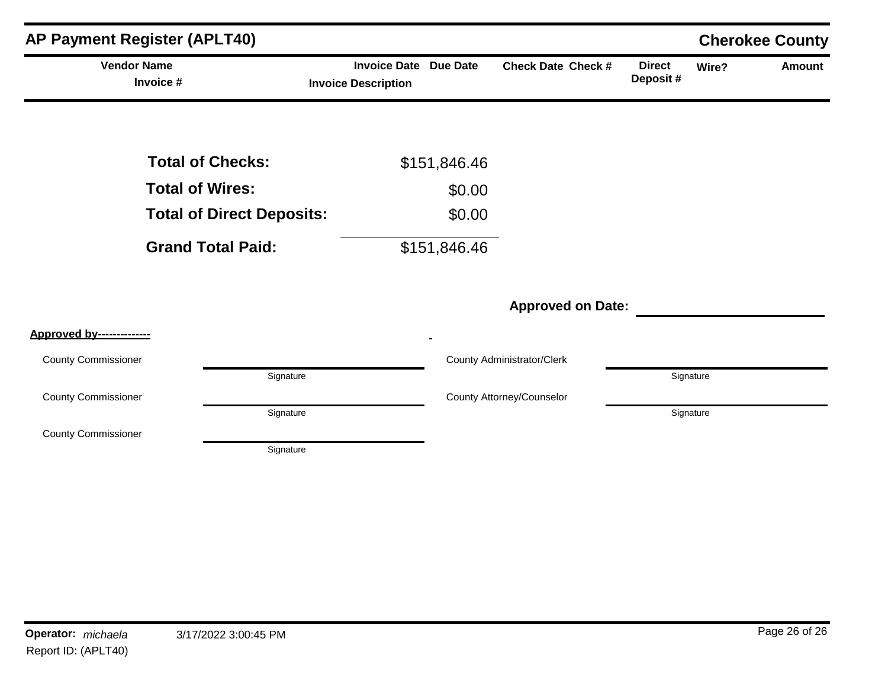## AP Payment Register (APLT40)

**Cherokee County**

| Vendor Name / Invoice # | Invoice Date / Invoice Description | Due Date | Check Date | Check # | Direct Deposit # | Wire? | Amount |
|---|---|---|---|---|---|---|---|

| | |
|---|---|
| **Total of Checks:** | $151,846.46 |
| **Total of Wires:** | $0.00 |
| **Total of Direct Deposits:** | $0.00 |
| **Grand Total Paid:** | $151,846.46 |

**Approved on Date:** ____________________

**Approved by--------------**

County Commissioner ____________________ Signature

County Commissioner ____________________ Signature

County Commissioner ____________________ Signature

County Administrator/Clerk ____________________ Signature

County Attorney/Counselor ____________________ Signature

**Operator:** *michaela* 3/17/2022 3:00:45 PM

Report ID: (APLT40)